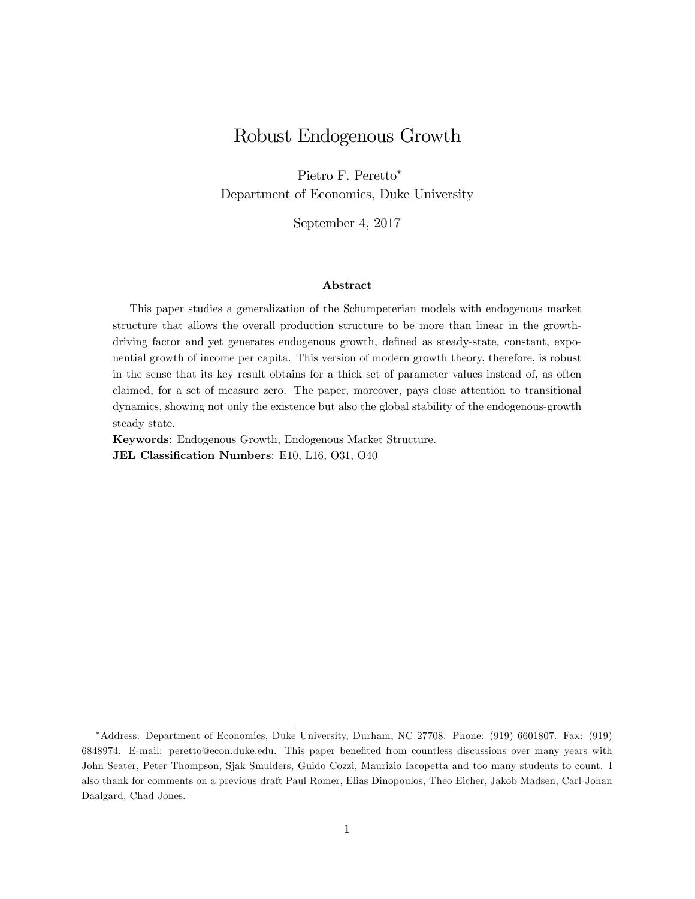# Robust Endogenous Growth

Pietro F. Peretto*
Department of Economics, Duke University

September 4, 2017

### Abstract

This paper studies a generalization of the Schumpeterian models with endogenous market structure that allows the overall production structure to be more than linear in the growth-driving factor and yet generates endogenous growth, defined as steady-state, constant, exponential growth of income per capita. This version of modern growth theory, therefore, is robust in the sense that its key result obtains for a thick set of parameter values instead of, as often claimed, for a set of measure zero. The paper, moreover, pays close attention to transitional dynamics, showing not only the existence but also the global stability of the endogenous-growth steady state.

**Keywords**: Endogenous Growth, Endogenous Market Structure.

**JEL Classification Numbers**: E10, L16, O31, O40

---

*Address: Department of Economics, Duke University, Durham, NC 27708. Phone: (919) 6601807. Fax: (919) 6848974. E-mail: peretto@econ.duke.edu. This paper benefited from countless discussions over many years with John Seater, Peter Thompson, Sjak Smulders, Guido Cozzi, Maurizio Iacopetta and too many students to count. I also thank for comments on a previous draft Paul Romer, Elias Dinopoulos, Theo Eicher, Jakob Madsen, Carl-Johan Daalgard, Chad Jones.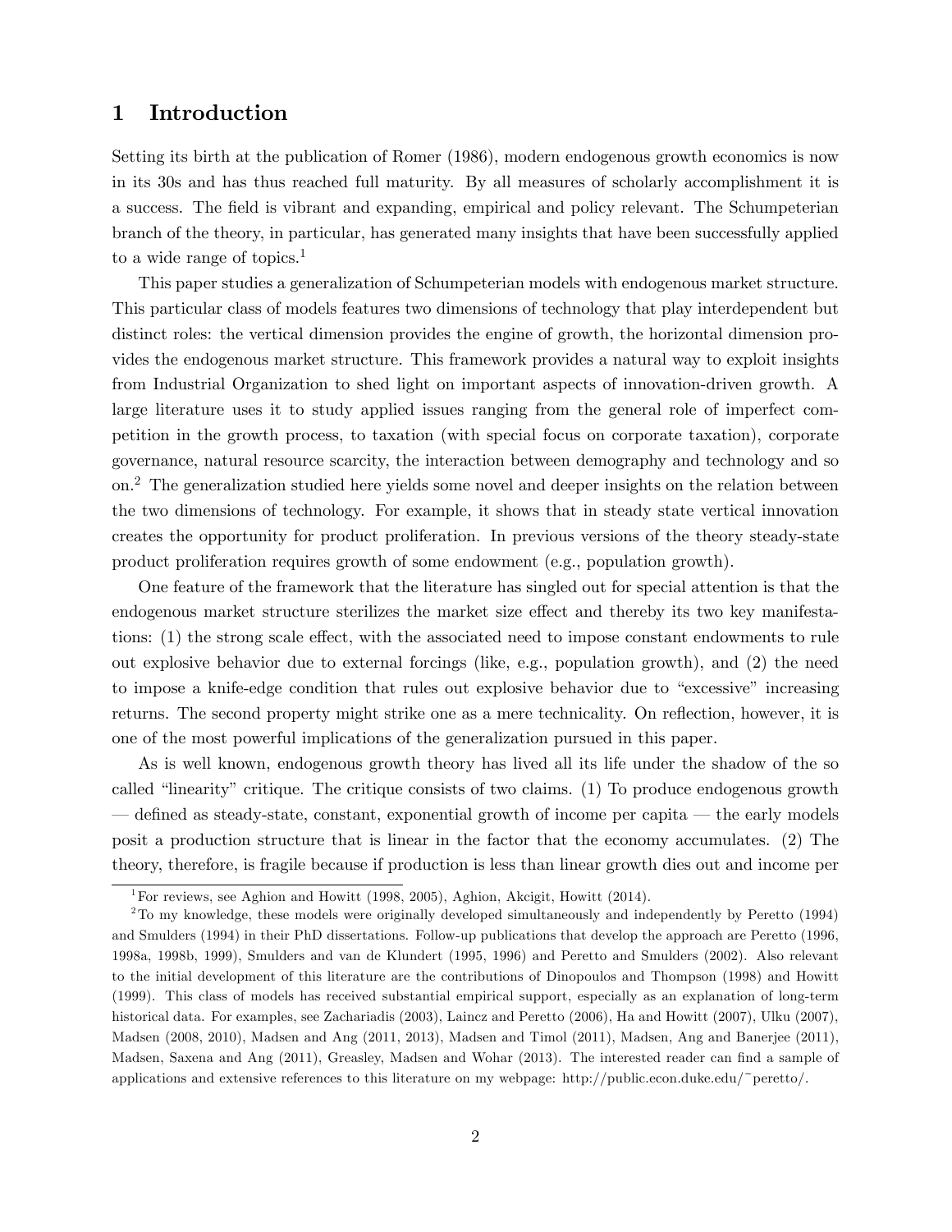# 1 Introduction

Setting its birth at the publication of Romer (1986), modern endogenous growth economics is now in its 30s and has thus reached full maturity. By all measures of scholarly accomplishment it is a success. The field is vibrant and expanding, empirical and policy relevant. The Schumpeterian branch of the theory, in particular, has generated many insights that have been successfully applied to a wide range of topics.[1]

This paper studies a generalization of Schumpeterian models with endogenous market structure. This particular class of models features two dimensions of technology that play interdependent but distinct roles: the vertical dimension provides the engine of growth, the horizontal dimension provides the endogenous market structure. This framework provides a natural way to exploit insights from Industrial Organization to shed light on important aspects of innovation-driven growth. A large literature uses it to study applied issues ranging from the general role of imperfect competition in the growth process, to taxation (with special focus on corporate taxation), corporate governance, natural resource scarcity, the interaction between demography and technology and so on.[2] The generalization studied here yields some novel and deeper insights on the relation between the two dimensions of technology. For example, it shows that in steady state vertical innovation creates the opportunity for product proliferation. In previous versions of the theory steady-state product proliferation requires growth of some endowment (e.g., population growth).

One feature of the framework that the literature has singled out for special attention is that the endogenous market structure sterilizes the market size effect and thereby its two key manifestations: (1) the strong scale effect, with the associated need to impose constant endowments to rule out explosive behavior due to external forcings (like, e.g., population growth), and (2) the need to impose a knife-edge condition that rules out explosive behavior due to "excessive" increasing returns. The second property might strike one as a mere technicality. On reflection, however, it is one of the most powerful implications of the generalization pursued in this paper.

As is well known, endogenous growth theory has lived all its life under the shadow of the so called "linearity" critique. The critique consists of two claims. (1) To produce endogenous growth — defined as steady-state, constant, exponential growth of income per capita — the early models posit a production structure that is linear in the factor that the economy accumulates. (2) The theory, therefore, is fragile because if production is less than linear growth dies out and income per

[1] For reviews, see Aghion and Howitt (1998, 2005), Aghion, Akcigit, Howitt (2014).

[2] To my knowledge, these models were originally developed simultaneously and independently by Peretto (1994) and Smulders (1994) in their PhD dissertations. Follow-up publications that develop the approach are Peretto (1996, 1998a, 1998b, 1999), Smulders and van de Klundert (1995, 1996) and Peretto and Smulders (2002). Also relevant to the initial development of this literature are the contributions of Dinopoulos and Thompson (1998) and Howitt (1999). This class of models has received substantial empirical support, especially as an explanation of long-term historical data. For examples, see Zachariadis (2003), Laincz and Peretto (2006), Ha and Howitt (2007), Ulku (2007), Madsen (2008, 2010), Madsen and Ang (2011, 2013), Madsen and Timol (2011), Madsen, Ang and Banerjee (2011), Madsen, Saxena and Ang (2011), Greasley, Madsen and Wohar (2013). The interested reader can find a sample of applications and extensive references to this literature on my webpage: http://public.econ.duke.edu/~peretto/.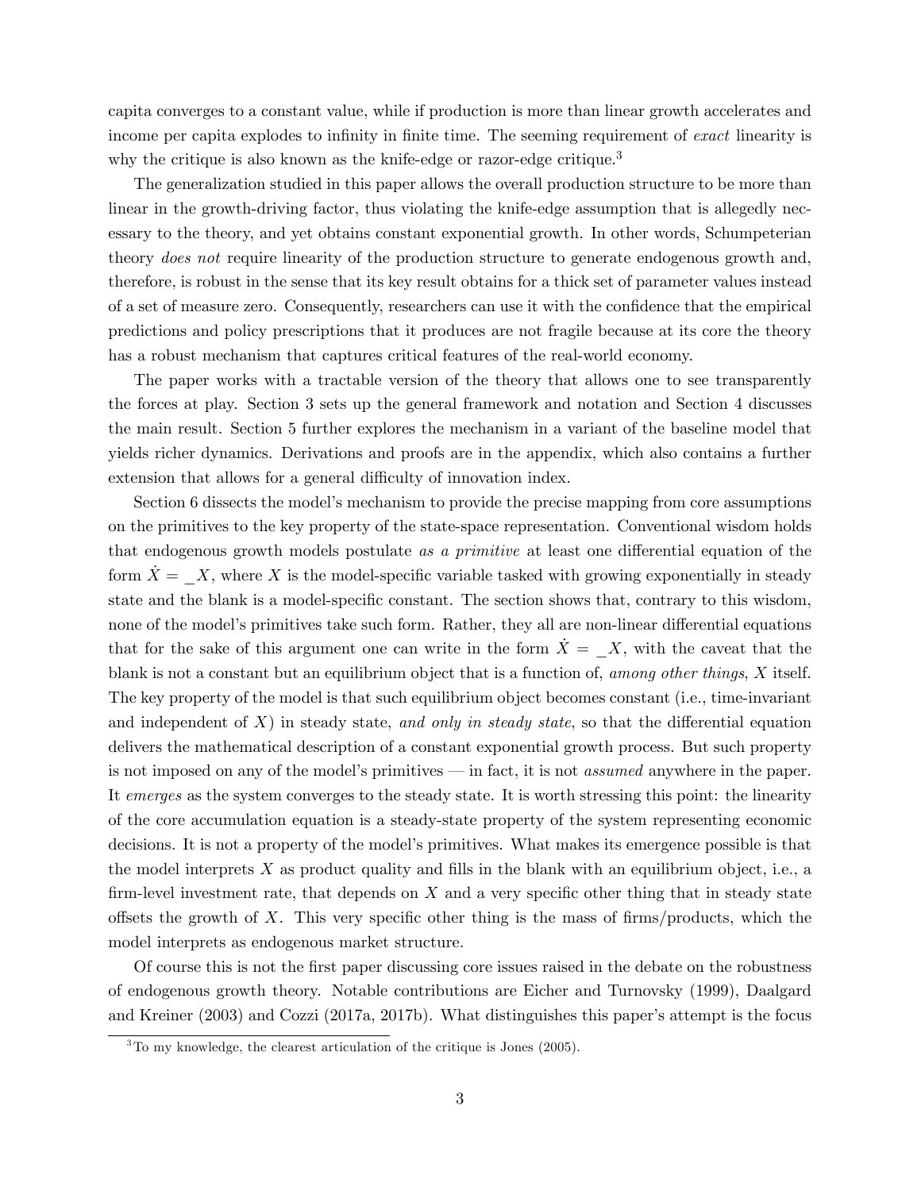capita converges to a constant value, while if production is more than linear growth accelerates and income per capita explodes to infinity in finite time. The seeming requirement of *exact* linearity is why the critique is also known as the knife-edge or razor-edge critique.[3]

The generalization studied in this paper allows the overall production structure to be more than linear in the growth-driving factor, thus violating the knife-edge assumption that is allegedly necessary to the theory, and yet obtains constant exponential growth. In other words, Schumpeterian theory *does not* require linearity of the production structure to generate endogenous growth and, therefore, is robust in the sense that its key result obtains for a thick set of parameter values instead of a set of measure zero. Consequently, researchers can use it with the confidence that the empirical predictions and policy prescriptions that it produces are not fragile because at its core the theory has a robust mechanism that captures critical features of the real-world economy.

The paper works with a tractable version of the theory that allows one to see transparently the forces at play. Section 3 sets up the general framework and notation and Section 4 discusses the main result. Section 5 further explores the mechanism in a variant of the baseline model that yields richer dynamics. Derivations and proofs are in the appendix, which also contains a further extension that allows for a general difficulty of innovation index.

Section 6 dissects the model's mechanism to provide the precise mapping from core assumptions on the primitives to the key property of the state-space representation. Conventional wisdom holds that endogenous growth models postulate *as a primitive* at least one differential equation of the form $\dot{X} = \_X$, where $X$ is the model-specific variable tasked with growing exponentially in steady state and the blank is a model-specific constant. The section shows that, contrary to this wisdom, none of the model's primitives take such form. Rather, they all are non-linear differential equations that for the sake of this argument one can write in the form $\dot{X} = \_X$, with the caveat that the blank is not a constant but an equilibrium object that is a function of, *among other things*, $X$ itself. The key property of the model is that such equilibrium object becomes constant (i.e., time-invariant and independent of $X$) in steady state, *and only in steady state*, so that the differential equation delivers the mathematical description of a constant exponential growth process. But such property is not imposed on any of the model's primitives — in fact, it is not *assumed* anywhere in the paper. It *emerges* as the system converges to the steady state. It is worth stressing this point: the linearity of the core accumulation equation is a steady-state property of the system representing economic decisions. It is not a property of the model's primitives. What makes its emergence possible is that the model interprets $X$ as product quality and fills in the blank with an equilibrium object, i.e., a firm-level investment rate, that depends on $X$ and a very specific other thing that in steady state offsets the growth of $X$. This very specific other thing is the mass of firms/products, which the model interprets as endogenous market structure.

Of course this is not the first paper discussing core issues raised in the debate on the robustness of endogenous growth theory. Notable contributions are Eicher and Turnovsky (1999), Daalgard and Kreiner (2003) and Cozzi (2017a, 2017b). What distinguishes this paper's attempt is the focus

[3] To my knowledge, the clearest articulation of the critique is Jones (2005).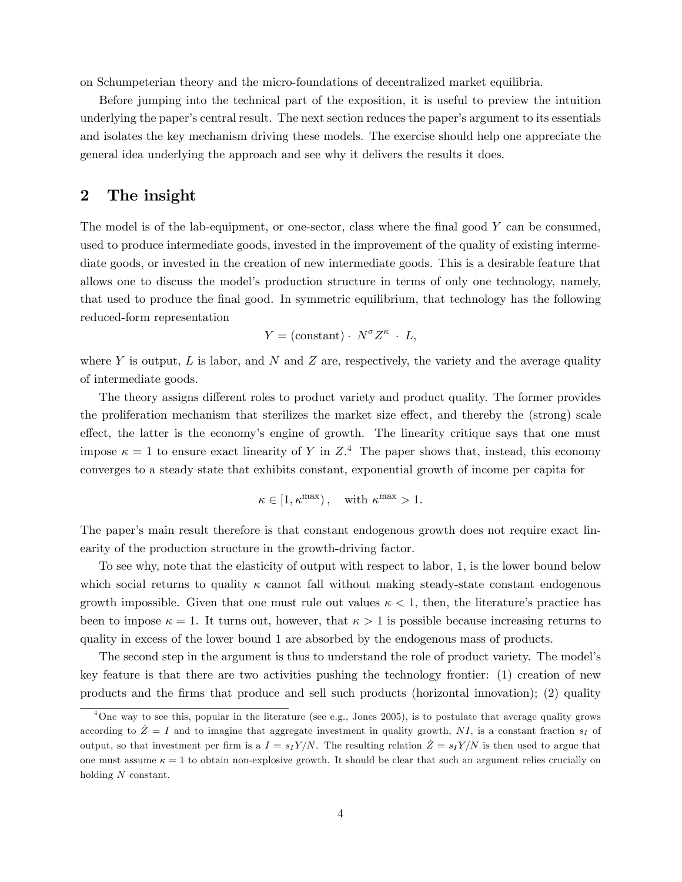on Schumpeterian theory and the micro-foundations of decentralized market equilibria.

Before jumping into the technical part of the exposition, it is useful to preview the intuition underlying the paper's central result. The next section reduces the paper's argument to its essentials and isolates the key mechanism driving these models. The exercise should help one appreciate the general idea underlying the approach and see why it delivers the results it does.

## 2 The insight

The model is of the lab-equipment, or one-sector, class where the final good $Y$ can be consumed, used to produce intermediate goods, invested in the improvement of the quality of existing intermediate goods, or invested in the creation of new intermediate goods. This is a desirable feature that allows one to discuss the model's production structure in terms of only one technology, namely, that used to produce the final good. In symmetric equilibrium, that technology has the following reduced-form representation

$$Y = (\text{constant}) \cdot \; N^{\sigma} Z^{\kappa} \; \cdot \; L,$$

where $Y$ is output, $L$ is labor, and $N$ and $Z$ are, respectively, the variety and the average quality of intermediate goods.

The theory assigns different roles to product variety and product quality. The former provides the proliferation mechanism that sterilizes the market size effect, and thereby the (strong) scale effect, the latter is the economy's engine of growth. The linearity critique says that one must impose $\kappa = 1$ to ensure exact linearity of $Y$ in $Z$.[4] The paper shows that, instead, this economy converges to a steady state that exhibits constant, exponential growth of income per capita for

$$\kappa \in [1, \kappa^{\max}), \quad \text{with } \kappa^{\max} > 1.$$

The paper's main result therefore is that constant endogenous growth does not require exact linearity of the production structure in the growth-driving factor.

To see why, note that the elasticity of output with respect to labor, 1, is the lower bound below which social returns to quality $\kappa$ cannot fall without making steady-state constant endogenous growth impossible. Given that one must rule out values $\kappa < 1$, then, the literature's practice has been to impose $\kappa = 1$. It turns out, however, that $\kappa > 1$ is possible because increasing returns to quality in excess of the lower bound 1 are absorbed by the endogenous mass of products.

The second step in the argument is thus to understand the role of product variety. The model's key feature is that there are two activities pushing the technology frontier: (1) creation of new products and the firms that produce and sell such products (horizontal innovation); (2) quality

[4] One way to see this, popular in the literature (see e.g., Jones 2005), is to postulate that average quality grows according to $\dot{Z} = I$ and to imagine that aggregate investment in quality growth, $NI$, is a constant fraction $s_I$ of output, so that investment per firm is a $I = s_I Y/N$. The resulting relation $\dot{Z} = s_I Y/N$ is then used to argue that one must assume $\kappa = 1$ to obtain non-explosive growth. It should be clear that such an argument relies crucially on holding $N$ constant.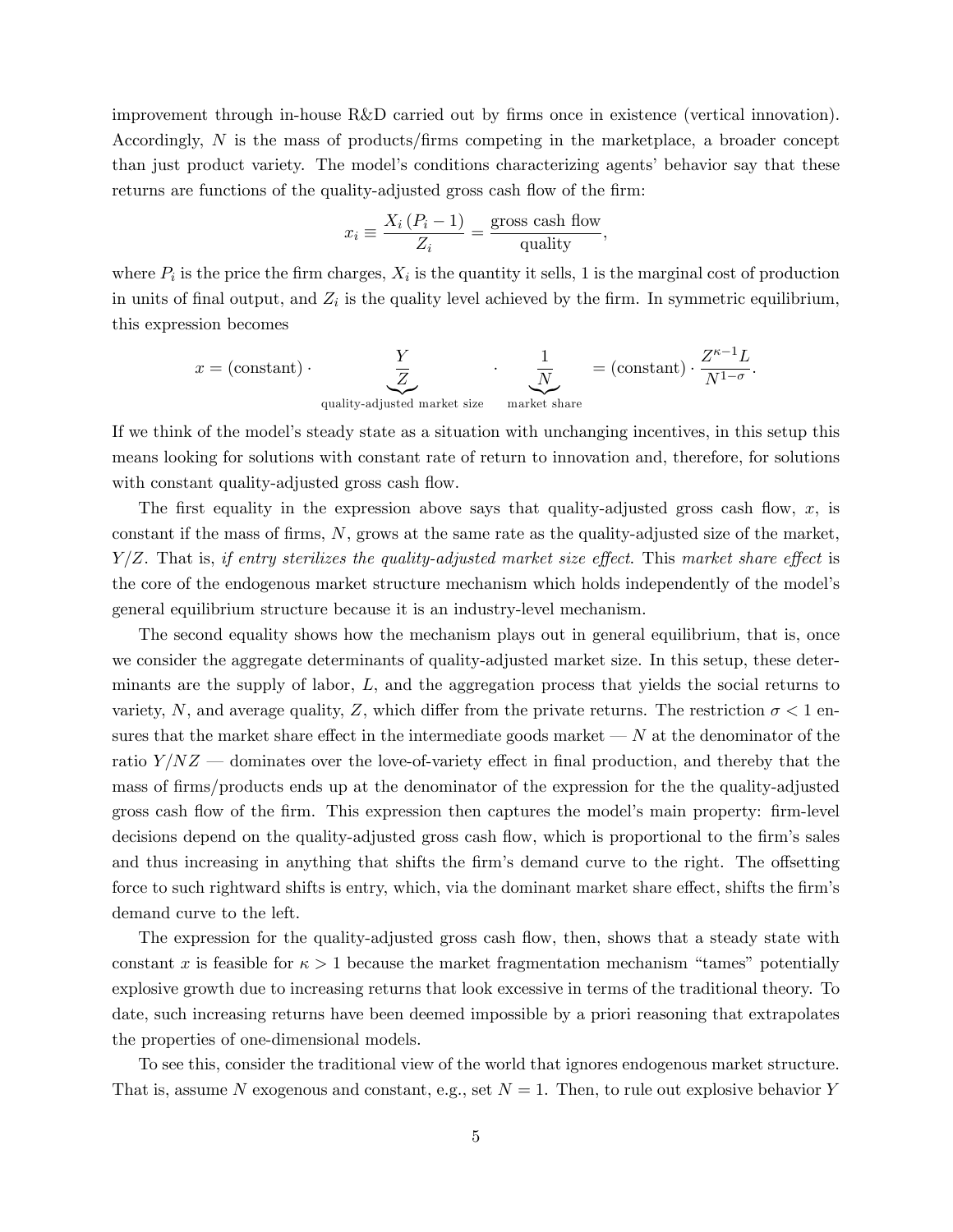improvement through in-house R&D carried out by firms once in existence (vertical innovation). Accordingly, $N$ is the mass of products/firms competing in the marketplace, a broader concept than just product variety. The model's conditions characterizing agents' behavior say that these returns are functions of the quality-adjusted gross cash flow of the firm:

$$x_i \equiv \frac{X_i\left(P_i - 1\right)}{Z_i} = \frac{\text{gross cash flow}}{\text{quality}},$$

where $P_i$ is the price the firm charges, $X_i$ is the quantity it sells, 1 is the marginal cost of production in units of final output, and $Z_i$ is the quality level achieved by the firm. In symmetric equilibrium, this expression becomes

$$x = (\text{constant}) \cdot \underbrace{\frac{Y}{Z}}_{\text{quality-adjusted market size}} \cdot \underbrace{\frac{1}{N}}_{\text{market share}} = (\text{constant}) \cdot \frac{Z^{\kappa-1}L}{N^{1-\sigma}}.$$

If we think of the model's steady state as a situation with unchanging incentives, in this setup this means looking for solutions with constant rate of return to innovation and, therefore, for solutions with constant quality-adjusted gross cash flow.

The first equality in the expression above says that quality-adjusted gross cash flow, $x$, is constant if the mass of firms, $N$, grows at the same rate as the quality-adjusted size of the market, $Y/Z$. That is, *if entry sterilizes the quality-adjusted market size effect*. This *market share effect* is the core of the endogenous market structure mechanism which holds independently of the model's general equilibrium structure because it is an industry-level mechanism.

The second equality shows how the mechanism plays out in general equilibrium, that is, once we consider the aggregate determinants of quality-adjusted market size. In this setup, these determinants are the supply of labor, $L$, and the aggregation process that yields the social returns to variety, $N$, and average quality, $Z$, which differ from the private returns. The restriction $\sigma < 1$ ensures that the market share effect in the intermediate goods market — $N$ at the denominator of the ratio $Y/NZ$ — dominates over the love-of-variety effect in final production, and thereby that the mass of firms/products ends up at the denominator of the expression for the the quality-adjusted gross cash flow of the firm. This expression then captures the model's main property: firm-level decisions depend on the quality-adjusted gross cash flow, which is proportional to the firm's sales and thus increasing in anything that shifts the firm's demand curve to the right. The offsetting force to such rightward shifts is entry, which, via the dominant market share effect, shifts the firm's demand curve to the left.

The expression for the quality-adjusted gross cash flow, then, shows that a steady state with constant $x$ is feasible for $\kappa > 1$ because the market fragmentation mechanism "tames" potentially explosive growth due to increasing returns that look excessive in terms of the traditional theory. To date, such increasing returns have been deemed impossible by a priori reasoning that extrapolates the properties of one-dimensional models.

To see this, consider the traditional view of the world that ignores endogenous market structure. That is, assume $N$ exogenous and constant, e.g., set $N = 1$. Then, to rule out explosive behavior $Y$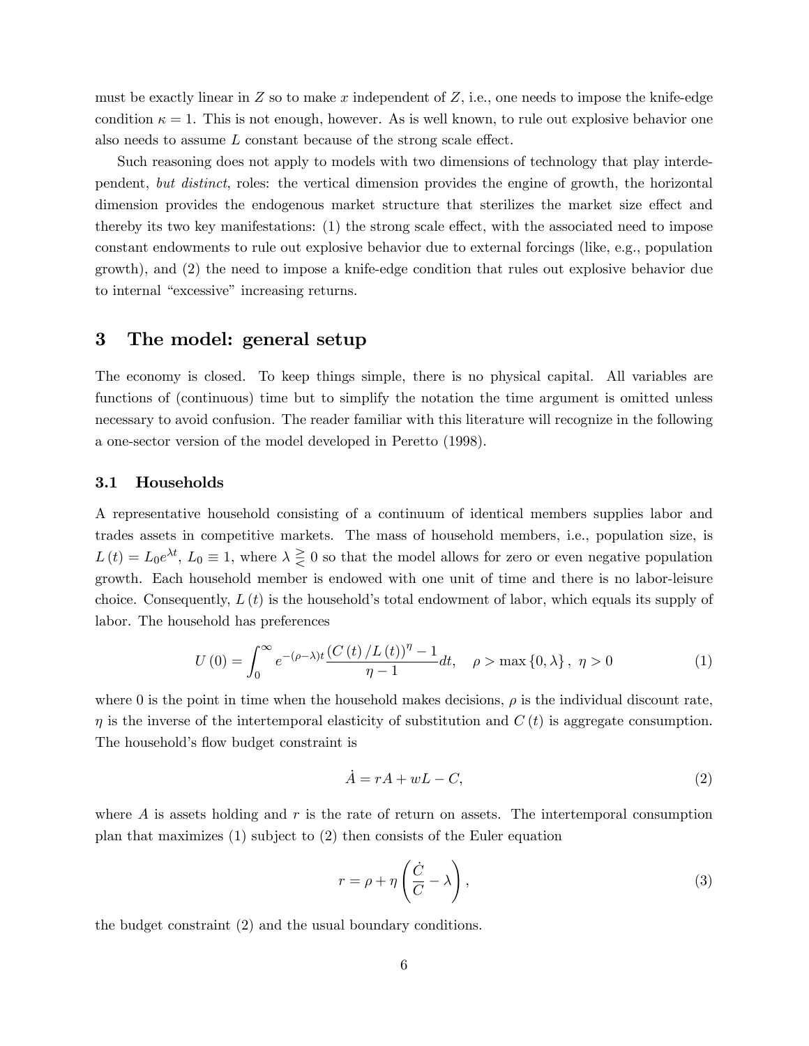must be exactly linear in $Z$ so to make $x$ independent of $Z$, i.e., one needs to impose the knife-edge condition $\kappa = 1$. This is not enough, however. As is well known, to rule out explosive behavior one also needs to assume $L$ constant because of the strong scale effect.

Such reasoning does not apply to models with two dimensions of technology that play interdependent, *but distinct*, roles: the vertical dimension provides the engine of growth, the horizontal dimension provides the endogenous market structure that sterilizes the market size effect and thereby its two key manifestations: (1) the strong scale effect, with the associated need to impose constant endowments to rule out explosive behavior due to external forcings (like, e.g., population growth), and (2) the need to impose a knife-edge condition that rules out explosive behavior due to internal "excessive" increasing returns.

# 3 The model: general setup

The economy is closed. To keep things simple, there is no physical capital. All variables are functions of (continuous) time but to simplify the notation the time argument is omitted unless necessary to avoid confusion. The reader familiar with this literature will recognize in the following a one-sector version of the model developed in Peretto (1998).

## 3.1 Households

A representative household consisting of a continuum of identical members supplies labor and trades assets in competitive markets. The mass of household members, i.e., population size, is $L(t) = L_0 e^{\lambda t}$, $L_0 \equiv 1$, where $\lambda \gtreqless 0$ so that the model allows for zero or even negative population growth. Each household member is endowed with one unit of time and there is no labor-leisure choice. Consequently, $L(t)$ is the household's total endowment of labor, which equals its supply of labor. The household has preferences

$$U(0) = \int_0^\infty e^{-(\rho - \lambda)t} \frac{(C(t)/L(t))^\eta - 1}{\eta - 1} dt, \quad \rho > \max\{0, \lambda\}, \ \eta > 0 \tag{1}$$

where 0 is the point in time when the household makes decisions, $\rho$ is the individual discount rate, $\eta$ is the inverse of the intertemporal elasticity of substitution and $C(t)$ is aggregate consumption. The household's flow budget constraint is

$$\dot{A} = rA + wL - C, \tag{2}$$

where $A$ is assets holding and $r$ is the rate of return on assets. The intertemporal consumption plan that maximizes (1) subject to (2) then consists of the Euler equation

$$r = \rho + \eta \left( \frac{\dot{C}}{C} - \lambda \right), \tag{3}$$

the budget constraint (2) and the usual boundary conditions.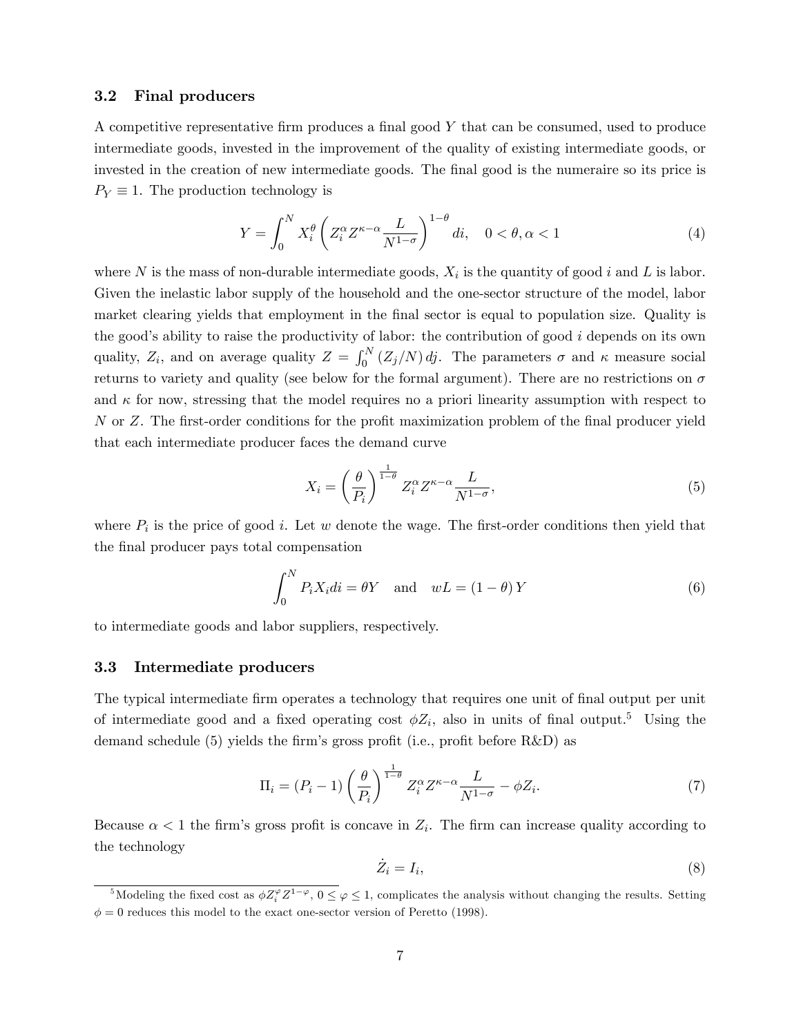### 3.2 Final producers

A competitive representative firm produces a final good $Y$ that can be consumed, used to produce intermediate goods, invested in the improvement of the quality of existing intermediate goods, or invested in the creation of new intermediate goods. The final good is the numeraire so its price is $P_Y \equiv 1$. The production technology is

$$Y = \int_0^N X_i^\theta \left( Z_i^\alpha Z^{\kappa-\alpha} \frac{L}{N^{1-\sigma}} \right)^{1-\theta} di, \quad 0 < \theta, \alpha < 1 \tag{4}$$

where $N$ is the mass of non-durable intermediate goods, $X_i$ is the quantity of good $i$ and $L$ is labor. Given the inelastic labor supply of the household and the one-sector structure of the model, labor market clearing yields that employment in the final sector is equal to population size. Quality is the good's ability to raise the productivity of labor: the contribution of good $i$ depends on its own quality, $Z_i$, and on average quality $Z = \int_0^N (Z_j/N)\, dj$. The parameters $\sigma$ and $\kappa$ measure social returns to variety and quality (see below for the formal argument). There are no restrictions on $\sigma$ and $\kappa$ for now, stressing that the model requires no a priori linearity assumption with respect to $N$ or $Z$. The first-order conditions for the profit maximization problem of the final producer yield that each intermediate producer faces the demand curve

$$X_i = \left( \frac{\theta}{P_i} \right)^{\frac{1}{1-\theta}} Z_i^\alpha Z^{\kappa-\alpha} \frac{L}{N^{1-\sigma}}, \tag{5}$$

where $P_i$ is the price of good $i$. Let $w$ denote the wage. The first-order conditions then yield that the final producer pays total compensation

$$\int_0^N P_i X_i di = \theta Y \quad \text{and} \quad wL = (1-\theta) Y \tag{6}$$

to intermediate goods and labor suppliers, respectively.

### 3.3 Intermediate producers

The typical intermediate firm operates a technology that requires one unit of final output per unit of intermediate good and a fixed operating cost $\phi Z_i$, also in units of final output.[5] Using the demand schedule (5) yields the firm's gross profit (i.e., profit before R&D) as

$$\Pi_i = (P_i - 1) \left( \frac{\theta}{P_i} \right)^{\frac{1}{1-\theta}} Z_i^\alpha Z^{\kappa-\alpha} \frac{L}{N^{1-\sigma}} - \phi Z_i. \tag{7}$$

Because $\alpha < 1$ the firm's gross profit is concave in $Z_i$. The firm can increase quality according to the technology

$$\dot{Z}_i = I_i, \tag{8}$$

[5] Modeling the fixed cost as $\phi Z_i^\varphi Z^{1-\varphi}$, $0 \le \varphi \le 1$, complicates the analysis without changing the results. Setting $\phi = 0$ reduces this model to the exact one-sector version of Peretto (1998).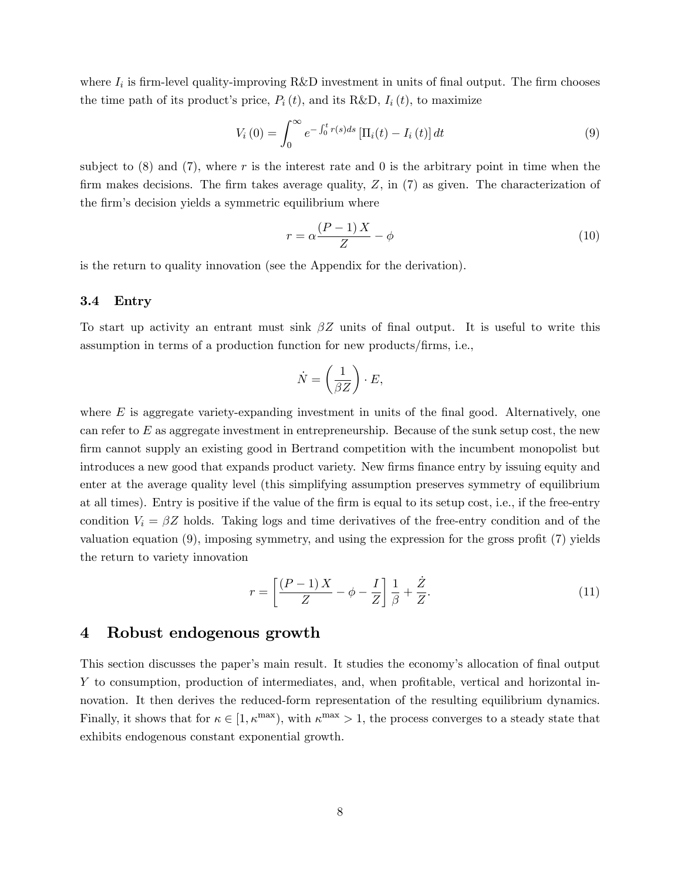where $I_i$ is firm-level quality-improving R&D investment in units of final output. The firm chooses the time path of its product's price, $P_i(t)$, and its R&D, $I_i(t)$, to maximize

$$V_i(0) = \int_0^{\infty} e^{-\int_0^t r(s)ds} \left[\Pi_i(t) - I_i(t)\right] dt \tag{9}$$

subject to (8) and (7), where $r$ is the interest rate and 0 is the arbitrary point in time when the firm makes decisions. The firm takes average quality, $Z$, in (7) as given. The characterization of the firm's decision yields a symmetric equilibrium where

$$r = \alpha \frac{(P-1)X}{Z} - \phi \tag{10}$$

is the return to quality innovation (see the Appendix for the derivation).

### 3.4 Entry

To start up activity an entrant must sink $\beta Z$ units of final output. It is useful to write this assumption in terms of a production function for new products/firms, i.e.,

$$\dot{N} = \left(\frac{1}{\beta Z}\right) \cdot E,$$

where $E$ is aggregate variety-expanding investment in units of the final good. Alternatively, one can refer to $E$ as aggregate investment in entrepreneurship. Because of the sunk setup cost, the new firm cannot supply an existing good in Bertrand competition with the incumbent monopolist but introduces a new good that expands product variety. New firms finance entry by issuing equity and enter at the average quality level (this simplifying assumption preserves symmetry of equilibrium at all times). Entry is positive if the value of the firm is equal to its setup cost, i.e., if the free-entry condition $V_i = \beta Z$ holds. Taking logs and time derivatives of the free-entry condition and of the valuation equation (9), imposing symmetry, and using the expression for the gross profit (7) yields the return to variety innovation

$$r = \left[\frac{(P-1)X}{Z} - \phi - \frac{I}{Z}\right] \frac{1}{\beta} + \frac{\dot{Z}}{Z}. \tag{11}$$

## 4 Robust endogenous growth

This section discusses the paper's main result. It studies the economy's allocation of final output $Y$ to consumption, production of intermediates, and, when profitable, vertical and horizontal innovation. It then derives the reduced-form representation of the resulting equilibrium dynamics. Finally, it shows that for $\kappa \in [1, \kappa^{\max})$, with $\kappa^{\max} > 1$, the process converges to a steady state that exhibits endogenous constant exponential growth.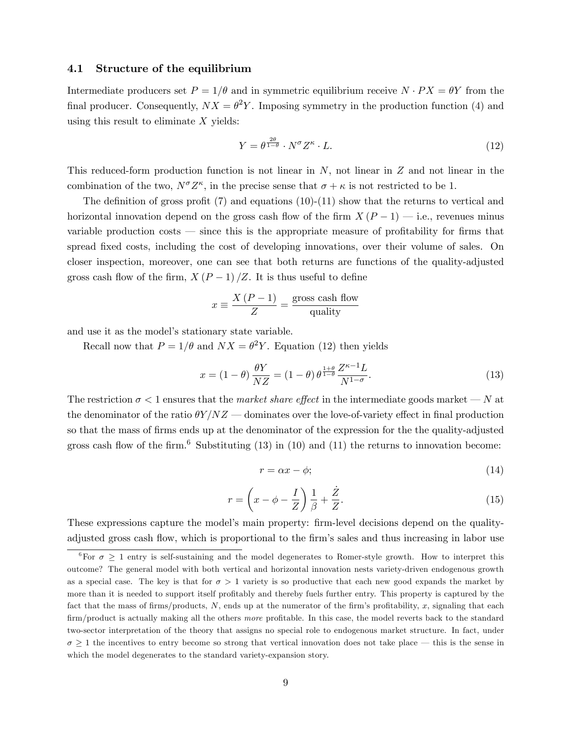### 4.1 Structure of the equilibrium

Intermediate producers set $P = 1/\theta$ and in symmetric equilibrium receive $N \cdot PX = \theta Y$ from the final producer. Consequently, $NX = \theta^2 Y$. Imposing symmetry in the production function (4) and using this result to eliminate $X$ yields:

$$Y = \theta^{\frac{2\theta}{1-\theta}} \cdot N^{\sigma} Z^{\kappa} \cdot L. \tag{12}$$

This reduced-form production function is not linear in $N$, not linear in $Z$ and not linear in the combination of the two, $N^{\sigma} Z^{\kappa}$, in the precise sense that $\sigma + \kappa$ is not restricted to be 1.

The definition of gross profit (7) and equations (10)-(11) show that the returns to vertical and horizontal innovation depend on the gross cash flow of the firm $X(P-1)$ — i.e., revenues minus variable production costs — since this is the appropriate measure of profitability for firms that spread fixed costs, including the cost of developing innovations, over their volume of sales. On closer inspection, moreover, one can see that both returns are functions of the quality-adjusted gross cash flow of the firm, $X(P-1)/Z$. It is thus useful to define

$$x \equiv \frac{X(P-1)}{Z} = \frac{\text{gross cash flow}}{\text{quality}}$$

and use it as the model's stationary state variable.

Recall now that $P = 1/\theta$ and $NX = \theta^2 Y$. Equation (12) then yields

$$x = (1-\theta)\frac{\theta Y}{NZ} = (1-\theta)\,\theta^{\frac{1+\theta}{1-\theta}} \frac{Z^{\kappa-1} L}{N^{1-\sigma}}. \tag{13}$$

The restriction $\sigma < 1$ ensures that the *market share effect* in the intermediate goods market — $N$ at the denominator of the ratio $\theta Y/NZ$ — dominates over the love-of-variety effect in final production so that the mass of firms ends up at the denominator of the expression for the the quality-adjusted gross cash flow of the firm.[6] Substituting (13) in (10) and (11) the returns to innovation become:

$$r = \alpha x - \phi; \tag{14}$$

$$r = \left(x - \phi - \frac{I}{Z}\right)\frac{1}{\beta} + \frac{\dot{Z}}{Z}. \tag{15}$$

These expressions capture the model's main property: firm-level decisions depend on the quality-adjusted gross cash flow, which is proportional to the firm's sales and thus increasing in labor use

[6] For $\sigma \geq 1$ entry is self-sustaining and the model degenerates to Romer-style growth. How to interpret this outcome? The general model with both vertical and horizontal innovation nests variety-driven endogenous growth as a special case. The key is that for $\sigma > 1$ variety is so productive that each new good expands the market by more than it is needed to support itself profitably and thereby fuels further entry. This property is captured by the fact that the mass of firms/products, $N$, ends up at the numerator of the firm's profitability, $x$, signaling that each firm/product is actually making all the others *more* profitable. In this case, the model reverts back to the standard two-sector interpretation of the theory that assigns no special role to endogenous market structure. In fact, under $\sigma \geq 1$ the incentives to entry become so strong that vertical innovation does not take place — this is the sense in which the model degenerates to the standard variety-expansion story.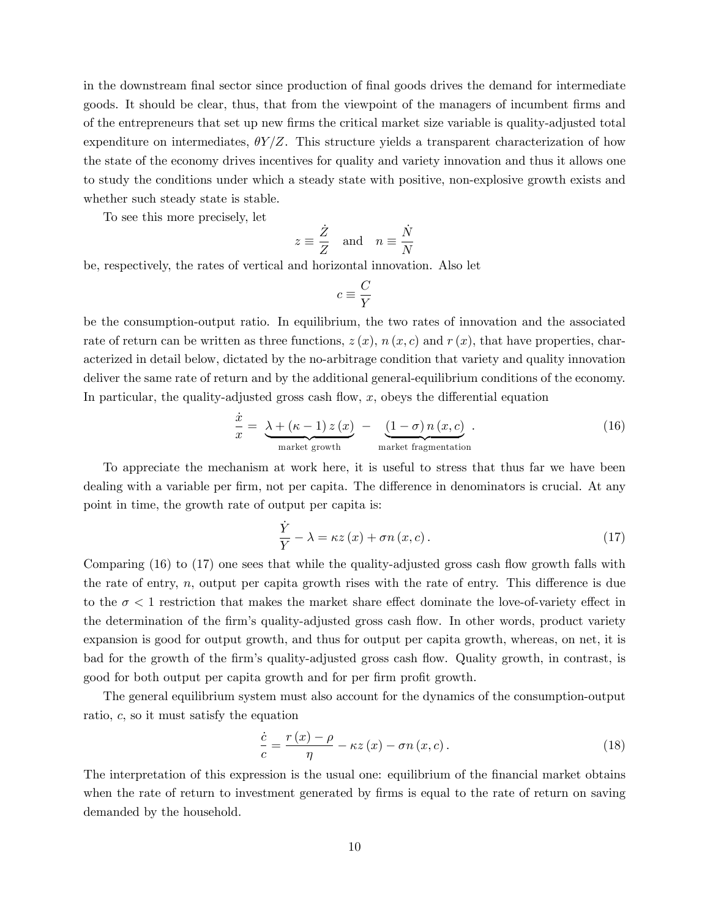in the downstream final sector since production of final goods drives the demand for intermediate goods. It should be clear, thus, that from the viewpoint of the managers of incumbent firms and of the entrepreneurs that set up new firms the critical market size variable is quality-adjusted total expenditure on intermediates, $\theta Y/Z$. This structure yields a transparent characterization of how the state of the economy drives incentives for quality and variety innovation and thus it allows one to study the conditions under which a steady state with positive, non-explosive growth exists and whether such steady state is stable.

To see this more precisely, let

$$z \equiv \frac{\dot{Z}}{Z} \quad \text{and} \quad n \equiv \frac{\dot{N}}{N}$$

be, respectively, the rates of vertical and horizontal innovation. Also let

$$c \equiv \frac{C}{Y}$$

be the consumption-output ratio. In equilibrium, the two rates of innovation and the associated rate of return can be written as three functions, $z(x)$, $n(x,c)$ and $r(x)$, that have properties, characterized in detail below, dictated by the no-arbitrage condition that variety and quality innovation deliver the same rate of return and by the additional general-equilibrium conditions of the economy. In particular, the quality-adjusted gross cash flow, $x$, obeys the differential equation

$$\frac{\dot{x}}{x} = \underbrace{\lambda + (\kappa - 1) z(x)}_{\text{market growth}} - \underbrace{(1-\sigma) n(x,c)}_{\text{market fragmentation}} . \tag{16}$$

To appreciate the mechanism at work here, it is useful to stress that thus far we have been dealing with a variable per firm, not per capita. The difference in denominators is crucial. At any point in time, the growth rate of output per capita is:

$$\frac{\dot{Y}}{Y} - \lambda = \kappa z(x) + \sigma n(x,c). \tag{17}$$

Comparing (16) to (17) one sees that while the quality-adjusted gross cash flow growth falls with the rate of entry, $n$, output per capita growth rises with the rate of entry. This difference is due to the $\sigma < 1$ restriction that makes the market share effect dominate the love-of-variety effect in the determination of the firm's quality-adjusted gross cash flow. In other words, product variety expansion is good for output growth, and thus for output per capita growth, whereas, on net, it is bad for the growth of the firm's quality-adjusted gross cash flow. Quality growth, in contrast, is good for both output per capita growth and for per firm profit growth.

The general equilibrium system must also account for the dynamics of the consumption-output ratio, $c$, so it must satisfy the equation

$$\frac{\dot{c}}{c} = \frac{r(x) - \rho}{\eta} - \kappa z(x) - \sigma n(x,c). \tag{18}$$

The interpretation of this expression is the usual one: equilibrium of the financial market obtains when the rate of return to investment generated by firms is equal to the rate of return on saving demanded by the household.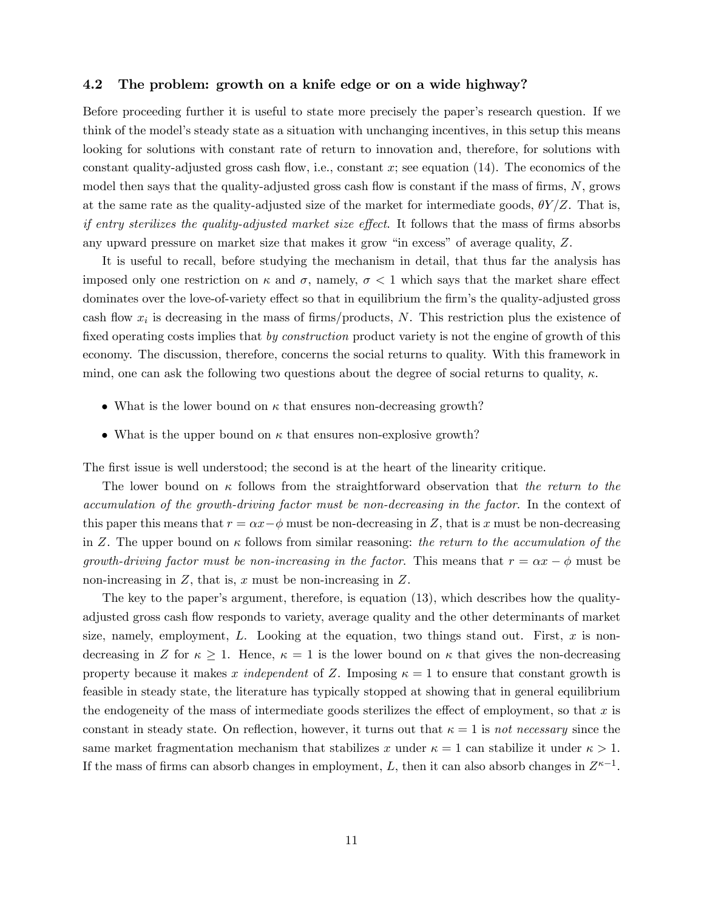### 4.2 The problem: growth on a knife edge or on a wide highway?

Before proceeding further it is useful to state more precisely the paper's research question. If we think of the model's steady state as a situation with unchanging incentives, in this setup this means looking for solutions with constant rate of return to innovation and, therefore, for solutions with constant quality-adjusted gross cash flow, i.e., constant $x$; see equation (14). The economics of the model then says that the quality-adjusted gross cash flow is constant if the mass of firms, $N$, grows at the same rate as the quality-adjusted size of the market for intermediate goods, $\theta Y/Z$. That is, *if entry sterilizes the quality-adjusted market size effect*. It follows that the mass of firms absorbs any upward pressure on market size that makes it grow "in excess" of average quality, $Z$.

It is useful to recall, before studying the mechanism in detail, that thus far the analysis has imposed only one restriction on $\kappa$ and $\sigma$, namely, $\sigma < 1$ which says that the market share effect dominates over the love-of-variety effect so that in equilibrium the firm's the quality-adjusted gross cash flow $x_i$ is decreasing in the mass of firms/products, $N$. This restriction plus the existence of fixed operating costs implies that *by construction* product variety is not the engine of growth of this economy. The discussion, therefore, concerns the social returns to quality. With this framework in mind, one can ask the following two questions about the degree of social returns to quality, $\kappa$.

- What is the lower bound on $\kappa$ that ensures non-decreasing growth?
- What is the upper bound on $\kappa$ that ensures non-explosive growth?

The first issue is well understood; the second is at the heart of the linearity critique.

The lower bound on $\kappa$ follows from the straightforward observation that *the return to the accumulation of the growth-driving factor must be non-decreasing in the factor*. In the context of this paper this means that $r = \alpha x - \phi$ must be non-decreasing in $Z$, that is $x$ must be non-decreasing in $Z$. The upper bound on $\kappa$ follows from similar reasoning: *the return to the accumulation of the growth-driving factor must be non-increasing in the factor*. This means that $r = \alpha x - \phi$ must be non-increasing in $Z$, that is, $x$ must be non-increasing in $Z$.

The key to the paper's argument, therefore, is equation (13), which describes how the quality-adjusted gross cash flow responds to variety, average quality and the other determinants of market size, namely, employment, $L$. Looking at the equation, two things stand out. First, $x$ is non-decreasing in $Z$ for $\kappa \geq 1$. Hence, $\kappa = 1$ is the lower bound on $\kappa$ that gives the non-decreasing property because it makes $x$ *independent* of $Z$. Imposing $\kappa = 1$ to ensure that constant growth is feasible in steady state, the literature has typically stopped at showing that in general equilibrium the endogeneity of the mass of intermediate goods sterilizes the effect of employment, so that $x$ is constant in steady state. On reflection, however, it turns out that $\kappa = 1$ is *not necessary* since the same market fragmentation mechanism that stabilizes $x$ under $\kappa = 1$ can stabilize it under $\kappa > 1$. If the mass of firms can absorb changes in employment, $L$, then it can also absorb changes in $Z^{\kappa-1}$.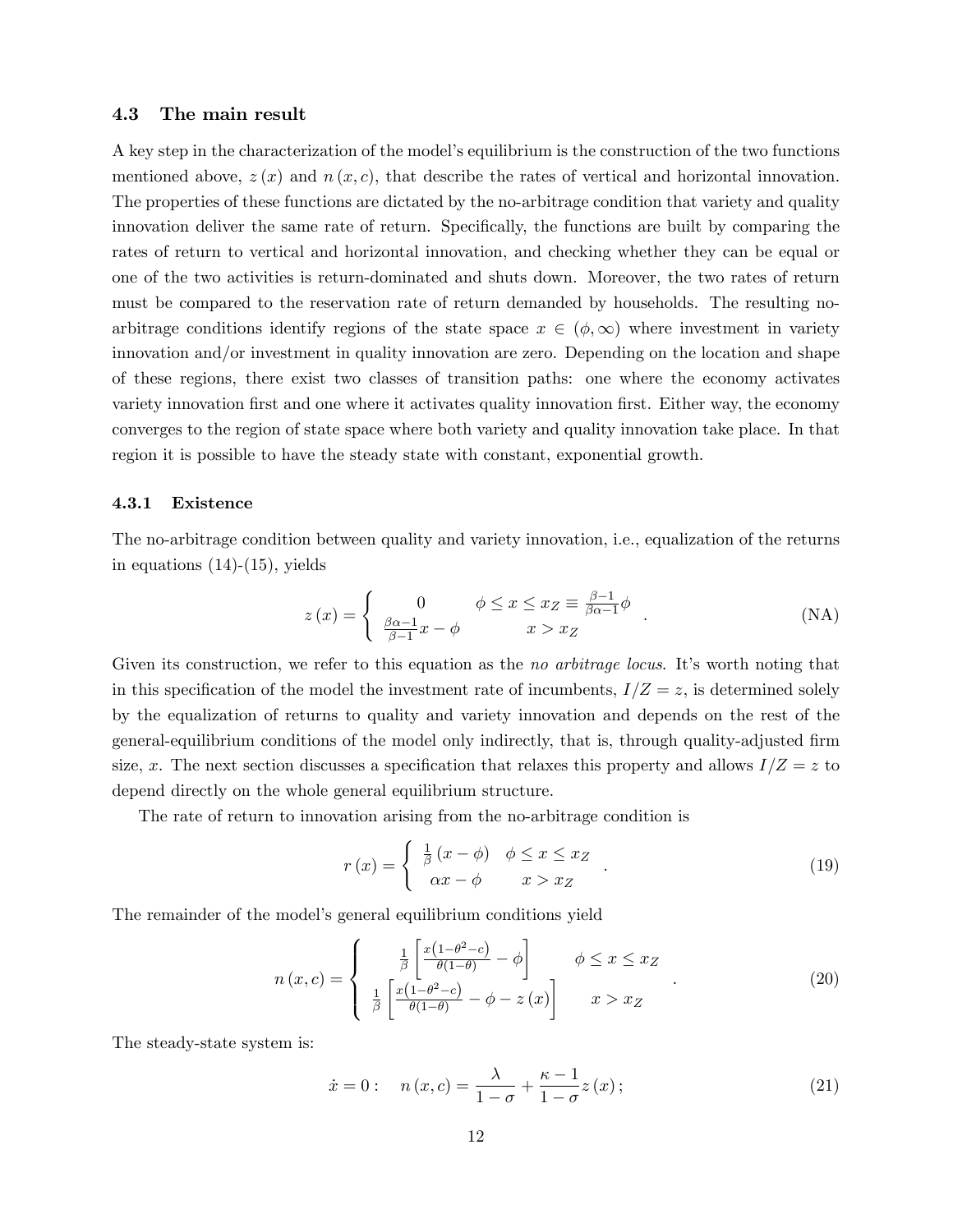### 4.3 The main result

A key step in the characterization of the model's equilibrium is the construction of the two functions mentioned above, $z(x)$ and $n(x,c)$, that describe the rates of vertical and horizontal innovation. The properties of these functions are dictated by the no-arbitrage condition that variety and quality innovation deliver the same rate of return. Specifically, the functions are built by comparing the rates of return to vertical and horizontal innovation, and checking whether they can be equal or one of the two activities is return-dominated and shuts down. Moreover, the two rates of return must be compared to the reservation rate of return demanded by households. The resulting no-arbitrage conditions identify regions of the state space $x \in (\phi, \infty)$ where investment in variety innovation and/or investment in quality innovation are zero. Depending on the location and shape of these regions, there exist two classes of transition paths: one where the economy activates variety innovation first and one where it activates quality innovation first. Either way, the economy converges to the region of state space where both variety and quality innovation take place. In that region it is possible to have the steady state with constant, exponential growth.

#### 4.3.1 Existence

The no-arbitrage condition between quality and variety innovation, i.e., equalization of the returns in equations (14)-(15), yields

$$z(x) = \begin{cases} 0 & \phi \leq x \leq x_Z \equiv \frac{\beta-1}{\beta\alpha-1}\phi \\ \frac{\beta\alpha-1}{\beta-1}x - \phi & x > x_Z \end{cases} . \tag{NA}$$

Given its construction, we refer to this equation as the *no arbitrage locus*. It's worth noting that in this specification of the model the investment rate of incumbents, $I/Z = z$, is determined solely by the equalization of returns to quality and variety innovation and depends on the rest of the general-equilibrium conditions of the model only indirectly, that is, through quality-adjusted firm size, $x$. The next section discusses a specification that relaxes this property and allows $I/Z = z$ to depend directly on the whole general equilibrium structure.

The rate of return to innovation arising from the no-arbitrage condition is

$$r(x) = \begin{cases} \frac{1}{\beta}(x-\phi) & \phi \leq x \leq x_Z \\ \alpha x - \phi & x > x_Z \end{cases} . \tag{19}$$

The remainder of the model's general equilibrium conditions yield

$$n(x,c) = \begin{cases} \frac{1}{\beta}\left[\frac{x\left(1-\theta^2-c\right)}{\theta(1-\theta)} - \phi\right] & \phi \leq x \leq x_Z \\ \frac{1}{\beta}\left[\frac{x\left(1-\theta^2-c\right)}{\theta(1-\theta)} - \phi - z(x)\right] & x > x_Z \end{cases} . \tag{20}$$

The steady-state system is:

$$\dot{x} = 0: \quad n(x,c) = \frac{\lambda}{1-\sigma} + \frac{\kappa-1}{1-\sigma}z(x); \tag{21}$$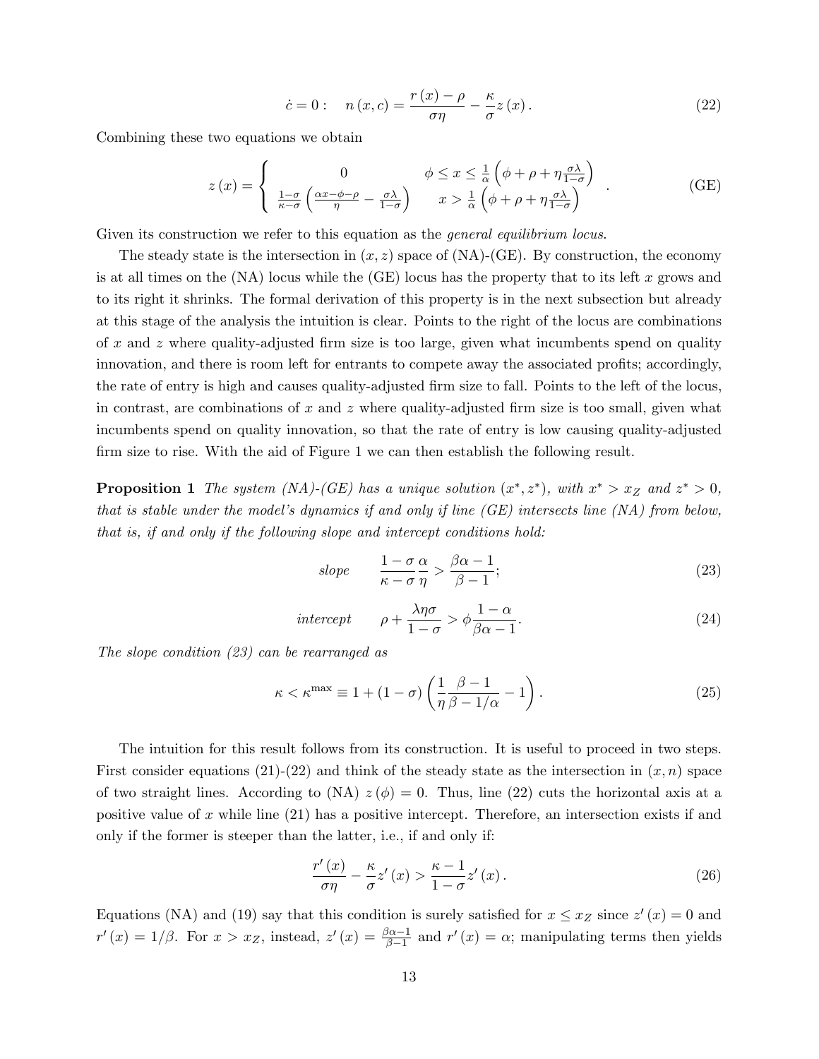$$\dot{c} = 0: \quad n(x, c) = \frac{r(x) - \rho}{\sigma \eta} - \frac{\kappa}{\sigma} z(x). \tag{22}$$

Combining these two equations we obtain

$$z(x) = \begin{cases} 0 & \phi \leq x \leq \frac{1}{\alpha}\left(\phi + \rho + \eta \frac{\sigma \lambda}{1-\sigma}\right) \\ \frac{1-\sigma}{\kappa - \sigma}\left(\frac{\alpha x - \phi - \rho}{\eta} - \frac{\sigma \lambda}{1 - \sigma}\right) & x > \frac{1}{\alpha}\left(\phi + \rho + \eta \frac{\sigma \lambda}{1-\sigma}\right) \end{cases}. \tag{GE}$$

Given its construction we refer to this equation as the *general equilibrium locus*.

The steady state is the intersection in $(x, z)$ space of (NA)-(GE). By construction, the economy is at all times on the (NA) locus while the (GE) locus has the property that to its left $x$ grows and to its right it shrinks. The formal derivation of this property is in the next subsection but already at this stage of the analysis the intuition is clear. Points to the right of the locus are combinations of $x$ and $z$ where quality-adjusted firm size is too large, given what incumbents spend on quality innovation, and there is room left for entrants to compete away the associated profits; accordingly, the rate of entry is high and causes quality-adjusted firm size to fall. Points to the left of the locus, in contrast, are combinations of $x$ and $z$ where quality-adjusted firm size is too small, given what incumbents spend on quality innovation, so that the rate of entry is low causing quality-adjusted firm size to rise. With the aid of Figure 1 we can then establish the following result.

**Proposition 1** *The system (NA)-(GE) has a unique solution $(x^*, z^*)$, with $x^* > x_Z$ and $z^* > 0$, that is stable under the model's dynamics if and only if line (GE) intersects line (NA) from below, that is, if and only if the following slope and intercept conditions hold:*

$$\textit{slope} \qquad \frac{1-\sigma}{\kappa - \sigma}\frac{\alpha}{\eta} > \frac{\beta\alpha - 1}{\beta - 1}; \tag{23}$$

$$\textit{intercept} \qquad \rho + \frac{\lambda \eta \sigma}{1 - \sigma} > \phi \frac{1-\alpha}{\beta \alpha - 1}. \tag{24}$$

*The slope condition (23) can be rearranged as*

$$\kappa < \kappa^{\max} \equiv 1 + (1 - \sigma)\left(\frac{1}{\eta}\frac{\beta - 1}{\beta - 1/\alpha} - 1\right). \tag{25}$$

The intuition for this result follows from its construction. It is useful to proceed in two steps. First consider equations (21)-(22) and think of the steady state as the intersection in $(x, n)$ space of two straight lines. According to (NA) $z(\phi) = 0$. Thus, line (22) cuts the horizontal axis at a positive value of $x$ while line (21) has a positive intercept. Therefore, an intersection exists if and only if the former is steeper than the latter, i.e., if and only if:

$$\frac{r'(x)}{\sigma \eta} - \frac{\kappa}{\sigma} z'(x) > \frac{\kappa - 1}{1 - \sigma} z'(x). \tag{26}$$

Equations (NA) and (19) say that this condition is surely satisfied for $x \leq x_Z$ since $z'(x) = 0$ and $r'(x) = 1/\beta$. For $x > x_Z$, instead, $z'(x) = \frac{\beta\alpha - 1}{\beta - 1}$ and $r'(x) = \alpha$; manipulating terms then yields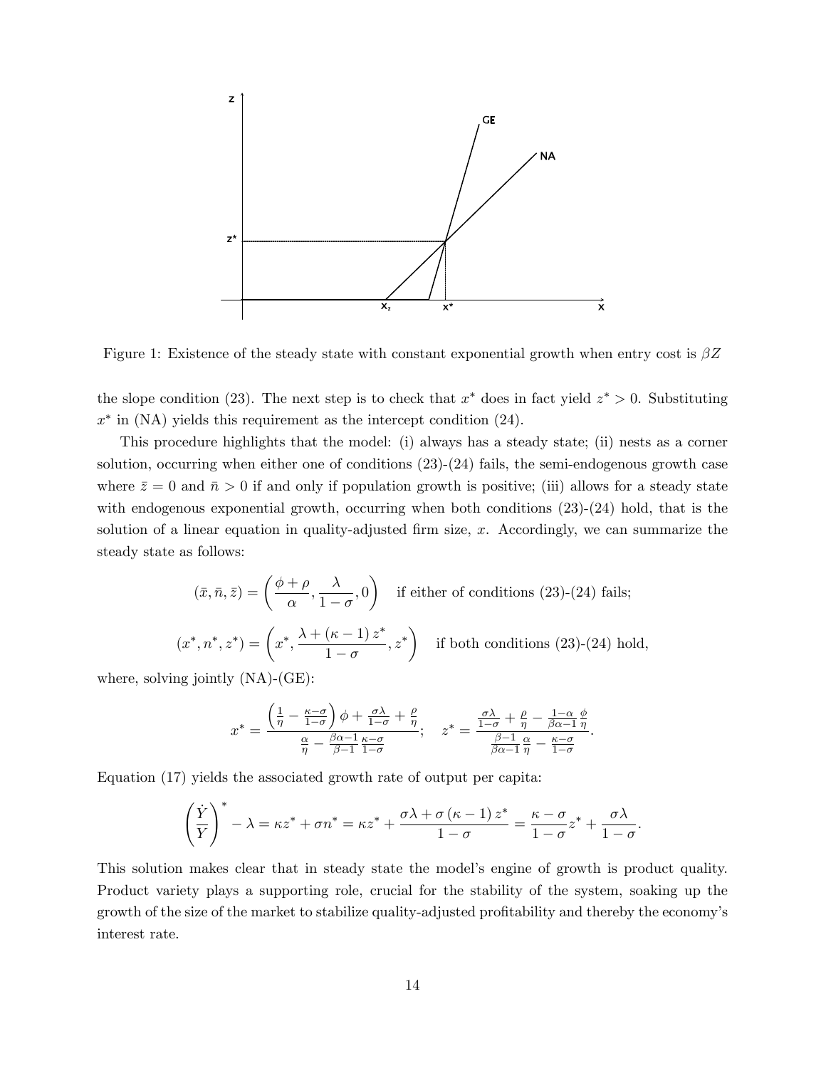Figure 1: Existence of the steady state with constant exponential growth when entry cost is $\beta Z$

the slope condition (23). The next step is to check that $x^*$ does in fact yield $z^* > 0$. Substituting $x^*$ in (NA) yields this requirement as the intercept condition (24).

This procedure highlights that the model: (i) always has a steady state; (ii) nests as a corner solution, occurring when either one of conditions (23)-(24) fails, the semi-endogenous growth case where $\bar{z} = 0$ and $\bar{n} > 0$ if and only if population growth is positive; (iii) allows for a steady state with endogenous exponential growth, occurring when both conditions (23)-(24) hold, that is the solution of a linear equation in quality-adjusted firm size, $x$. Accordingly, we can summarize the steady state as follows:

$$(\bar{x}, \bar{n}, \bar{z}) = \left( \frac{\phi + \rho}{\alpha}, \frac{\lambda}{1-\sigma}, 0 \right) \quad \text{if either of conditions (23)-(24) fails;}$$

$$(x^*, n^*, z^*) = \left( x^*, \frac{\lambda + (\kappa - 1) z^*}{1-\sigma}, z^* \right) \quad \text{if both conditions (23)-(24) hold,}$$

where, solving jointly (NA)-(GE):

$$x^* = \frac{\left( \frac{1}{\eta} - \frac{\kappa-\sigma}{1-\sigma} \right) \phi + \frac{\sigma\lambda}{1-\sigma} + \frac{\rho}{\eta}}{\frac{\alpha}{\eta} - \frac{\beta\alpha - 1}{\beta - 1} \frac{\kappa - \sigma}{1-\sigma}}; \quad z^* = \frac{\frac{\sigma\lambda}{1-\sigma} + \frac{\rho}{\eta} - \frac{1-\alpha}{\beta\alpha-1} \frac{\phi}{\eta}}{\frac{\beta-1}{\beta\alpha-1} \frac{\alpha}{\eta} - \frac{\kappa-\sigma}{1-\sigma}}.$$

Equation (17) yields the associated growth rate of output per capita:

$$\left( \frac{\dot{Y}}{Y} \right)^* - \lambda = \kappa z^* + \sigma n^* = \kappa z^* + \frac{\sigma\lambda + \sigma (\kappa - 1) z^*}{1-\sigma} = \frac{\kappa - \sigma}{1-\sigma} z^* + \frac{\sigma\lambda}{1-\sigma}.$$

This solution makes clear that in steady state the model's engine of growth is product quality. Product variety plays a supporting role, crucial for the stability of the system, soaking up the growth of the size of the market to stabilize quality-adjusted profitability and thereby the economy's interest rate.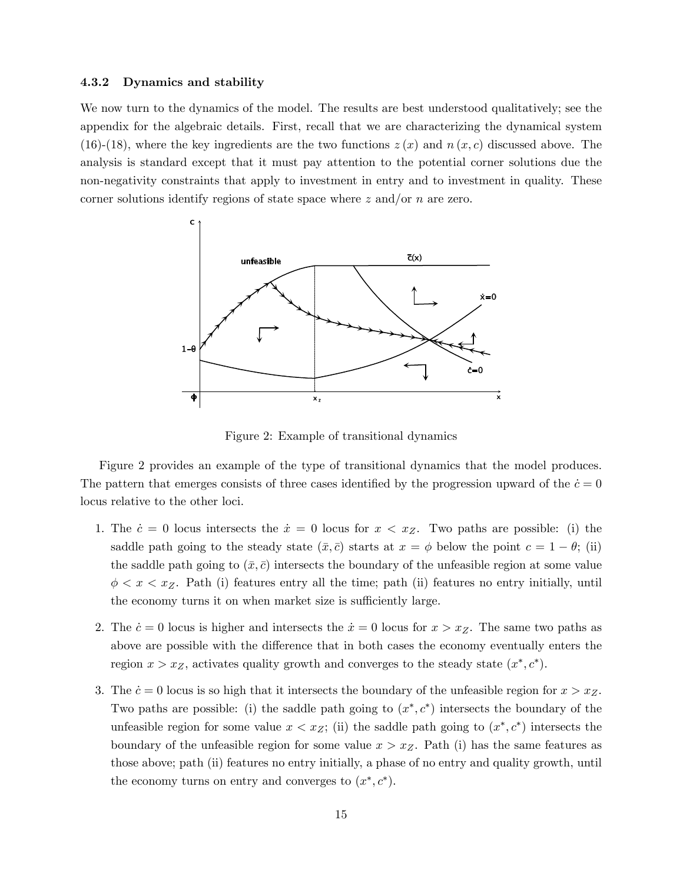### 4.3.2 Dynamics and stability

We now turn to the dynamics of the model. The results are best understood qualitatively; see the appendix for the algebraic details. First, recall that we are characterizing the dynamical system (16)-(18), where the key ingredients are the two functions $z(x)$ and $n(x, c)$ discussed above. The analysis is standard except that it must pay attention to the potential corner solutions due the non-negativity constraints that apply to investment in entry and to investment in quality. These corner solutions identify regions of state space where $z$ and/or $n$ are zero.

Figure 2: Example of transitional dynamics

Figure 2 provides an example of the type of transitional dynamics that the model produces. The pattern that emerges consists of three cases identified by the progression upward of the $\dot{c} = 0$ locus relative to the other loci.

1. The $\dot{c} = 0$ locus intersects the $\dot{x} = 0$ locus for $x < x_Z$. Two paths are possible: (i) the saddle path going to the steady state $(\bar{x}, \bar{c})$ starts at $x = \phi$ below the point $c = 1 - \theta$; (ii) the saddle path going to $(\bar{x}, \bar{c})$ intersects the boundary of the unfeasible region at some value $\phi < x < x_Z$. Path (i) features entry all the time; path (ii) features no entry initially, until the economy turns it on when market size is sufficiently large.

2. The $\dot{c} = 0$ locus is higher and intersects the $\dot{x} = 0$ locus for $x > x_Z$. The same two paths as above are possible with the difference that in both cases the economy eventually enters the region $x > x_Z$, activates quality growth and converges to the steady state $(x^*, c^*)$.

3. The $\dot{c} = 0$ locus is so high that it intersects the boundary of the unfeasible region for $x > x_Z$. Two paths are possible: (i) the saddle path going to $(x^*, c^*)$ intersects the boundary of the unfeasible region for some value $x < x_Z$; (ii) the saddle path going to $(x^*, c^*)$ intersects the boundary of the unfeasible region for some value $x > x_Z$. Path (i) has the same features as those above; path (ii) features no entry initially, a phase of no entry and quality growth, until the economy turns on entry and converges to $(x^*, c^*)$.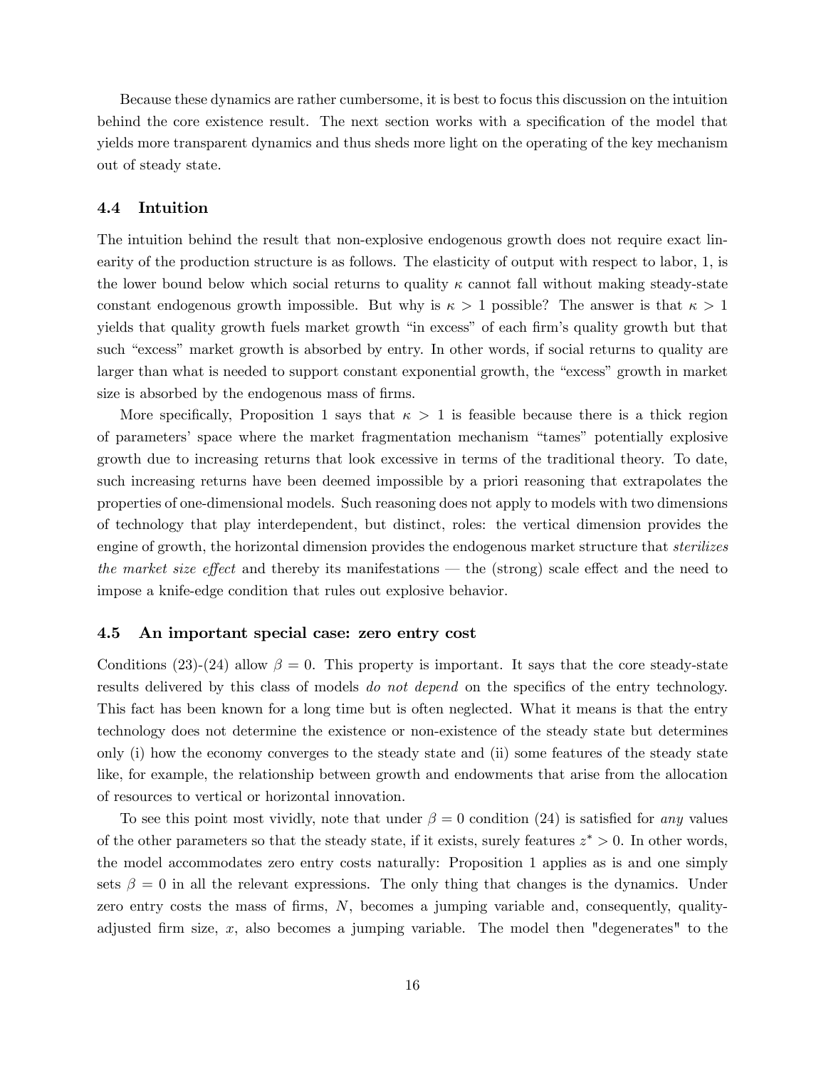Because these dynamics are rather cumbersome, it is best to focus this discussion on the intuition behind the core existence result. The next section works with a specification of the model that yields more transparent dynamics and thus sheds more light on the operating of the key mechanism out of steady state.

### 4.4 Intuition

The intuition behind the result that non-explosive endogenous growth does not require exact linearity of the production structure is as follows. The elasticity of output with respect to labor, 1, is the lower bound below which social returns to quality $\kappa$ cannot fall without making steady-state constant endogenous growth impossible. But why is $\kappa > 1$ possible? The answer is that $\kappa > 1$ yields that quality growth fuels market growth "in excess" of each firm's quality growth but that such "excess" market growth is absorbed by entry. In other words, if social returns to quality are larger than what is needed to support constant exponential growth, the "excess" growth in market size is absorbed by the endogenous mass of firms.

More specifically, Proposition 1 says that $\kappa > 1$ is feasible because there is a thick region of parameters' space where the market fragmentation mechanism "tames" potentially explosive growth due to increasing returns that look excessive in terms of the traditional theory. To date, such increasing returns have been deemed impossible by a priori reasoning that extrapolates the properties of one-dimensional models. Such reasoning does not apply to models with two dimensions of technology that play interdependent, but distinct, roles: the vertical dimension provides the engine of growth, the horizontal dimension provides the endogenous market structure that *sterilizes the market size effect* and thereby its manifestations — the (strong) scale effect and the need to impose a knife-edge condition that rules out explosive behavior.

### 4.5 An important special case: zero entry cost

Conditions (23)-(24) allow $\beta = 0$. This property is important. It says that the core steady-state results delivered by this class of models *do not depend* on the specifics of the entry technology. This fact has been known for a long time but is often neglected. What it means is that the entry technology does not determine the existence or non-existence of the steady state but determines only (i) how the economy converges to the steady state and (ii) some features of the steady state like, for example, the relationship between growth and endowments that arise from the allocation of resources to vertical or horizontal innovation.

To see this point most vividly, note that under $\beta = 0$ condition (24) is satisfied for *any* values of the other parameters so that the steady state, if it exists, surely features $z^* > 0$. In other words, the model accommodates zero entry costs naturally: Proposition 1 applies as is and one simply sets $\beta = 0$ in all the relevant expressions. The only thing that changes is the dynamics. Under zero entry costs the mass of firms, $N$, becomes a jumping variable and, consequently, quality-adjusted firm size, $x$, also becomes a jumping variable. The model then "degenerates" to the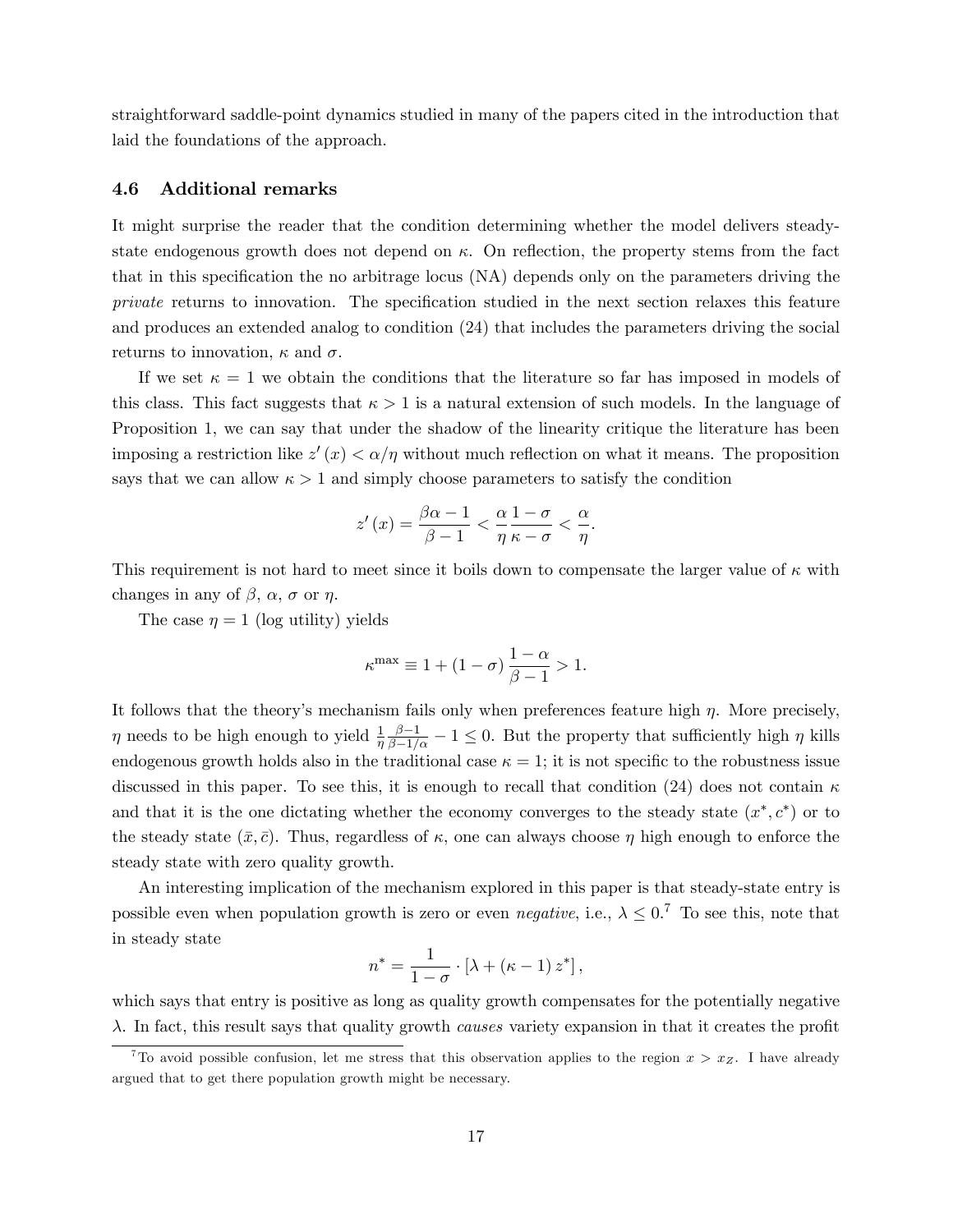straightforward saddle-point dynamics studied in many of the papers cited in the introduction that laid the foundations of the approach.

### 4.6 Additional remarks

It might surprise the reader that the condition determining whether the model delivers steady-state endogenous growth does not depend on $\kappa$. On reflection, the property stems from the fact that in this specification the no arbitrage locus (NA) depends only on the parameters driving the *private* returns to innovation. The specification studied in the next section relaxes this feature and produces an extended analog to condition (24) that includes the parameters driving the social returns to innovation, $\kappa$ and $\sigma$.

If we set $\kappa = 1$ we obtain the conditions that the literature so far has imposed in models of this class. This fact suggests that $\kappa > 1$ is a natural extension of such models. In the language of Proposition 1, we can say that under the shadow of the linearity critique the literature has been imposing a restriction like $z'(x) < \alpha/\eta$ without much reflection on what it means. The proposition says that we can allow $\kappa > 1$ and simply choose parameters to satisfy the condition

$$z'(x) = \frac{\beta\alpha - 1}{\beta - 1} < \frac{\alpha}{\eta}\frac{1-\sigma}{\kappa - \sigma} < \frac{\alpha}{\eta}.$$

This requirement is not hard to meet since it boils down to compensate the larger value of $\kappa$ with changes in any of $\beta$, $\alpha$, $\sigma$ or $\eta$.

The case $\eta = 1$ (log utility) yields

$$\kappa^{\max} \equiv 1 + (1-\sigma)\frac{1-\alpha}{\beta - 1} > 1.$$

It follows that the theory's mechanism fails only when preferences feature high $\eta$. More precisely, $\eta$ needs to be high enough to yield $\frac{1}{\eta}\frac{\beta-1}{\beta-1/\alpha} - 1 \leq 0$. But the property that sufficiently high $\eta$ kills endogenous growth holds also in the traditional case $\kappa = 1$; it is not specific to the robustness issue discussed in this paper. To see this, it is enough to recall that condition (24) does not contain $\kappa$ and that it is the one dictating whether the economy converges to the steady state $(x^*, c^*)$ or to the steady state $(\bar{x}, \bar{c})$. Thus, regardless of $\kappa$, one can always choose $\eta$ high enough to enforce the steady state with zero quality growth.

An interesting implication of the mechanism explored in this paper is that steady-state entry is possible even when population growth is zero or even *negative*, i.e., $\lambda \leq 0$.[7] To see this, note that in steady state

$$n^* = \frac{1}{1-\sigma} \cdot [\lambda + (\kappa - 1) z^*],$$

which says that entry is positive as long as quality growth compensates for the potentially negative $\lambda$. In fact, this result says that quality growth *causes* variety expansion in that it creates the profit

[7] To avoid possible confusion, let me stress that this observation applies to the region $x > x_Z$. I have already argued that to get there population growth might be necessary.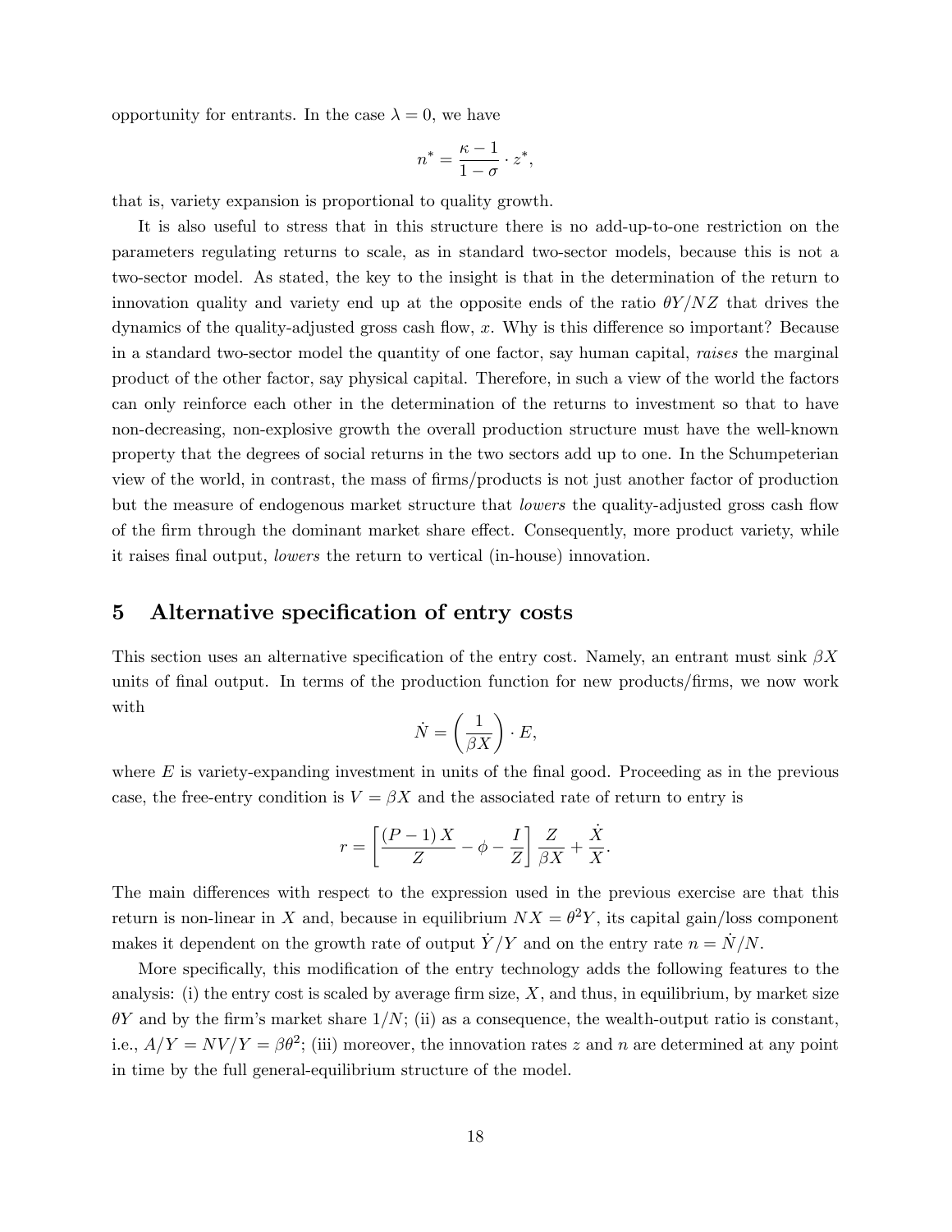opportunity for entrants. In the case $\lambda = 0$, we have

$$n^* = \frac{\kappa - 1}{1 - \sigma} \cdot z^*,$$

that is, variety expansion is proportional to quality growth.

It is also useful to stress that in this structure there is no add-up-to-one restriction on the parameters regulating returns to scale, as in standard two-sector models, because this is not a two-sector model. As stated, the key to the insight is that in the determination of the return to innovation quality and variety end up at the opposite ends of the ratio $\theta Y/NZ$ that drives the dynamics of the quality-adjusted gross cash flow, $x$. Why is this difference so important? Because in a standard two-sector model the quantity of one factor, say human capital, *raises* the marginal product of the other factor, say physical capital. Therefore, in such a view of the world the factors can only reinforce each other in the determination of the returns to investment so that to have non-decreasing, non-explosive growth the overall production structure must have the well-known property that the degrees of social returns in the two sectors add up to one. In the Schumpeterian view of the world, in contrast, the mass of firms/products is not just another factor of production but the measure of endogenous market structure that *lowers* the quality-adjusted gross cash flow of the firm through the dominant market share effect. Consequently, more product variety, while it raises final output, *lowers* the return to vertical (in-house) innovation.

## 5 Alternative specification of entry costs

This section uses an alternative specification of the entry cost. Namely, an entrant must sink $\beta X$ units of final output. In terms of the production function for new products/firms, we now work with

$$\dot{N} = \left(\frac{1}{\beta X}\right) \cdot E,$$

where $E$ is variety-expanding investment in units of the final good. Proceeding as in the previous case, the free-entry condition is $V = \beta X$ and the associated rate of return to entry is

$$r = \left[\frac{(P-1)\,X}{Z} - \phi - \frac{I}{Z}\right]\frac{Z}{\beta X} + \frac{\dot{X}}{X}.$$

The main differences with respect to the expression used in the previous exercise are that this return is non-linear in $X$ and, because in equilibrium $NX = \theta^2 Y$, its capital gain/loss component makes it dependent on the growth rate of output $\dot{Y}/Y$ and on the entry rate $n = \dot{N}/N$.

More specifically, this modification of the entry technology adds the following features to the analysis: (i) the entry cost is scaled by average firm size, $X$, and thus, in equilibrium, by market size $\theta Y$ and by the firm's market share $1/N$; (ii) as a consequence, the wealth-output ratio is constant, i.e., $A/Y = NV/Y = \beta\theta^2$; (iii) moreover, the innovation rates $z$ and $n$ are determined at any point in time by the full general-equilibrium structure of the model.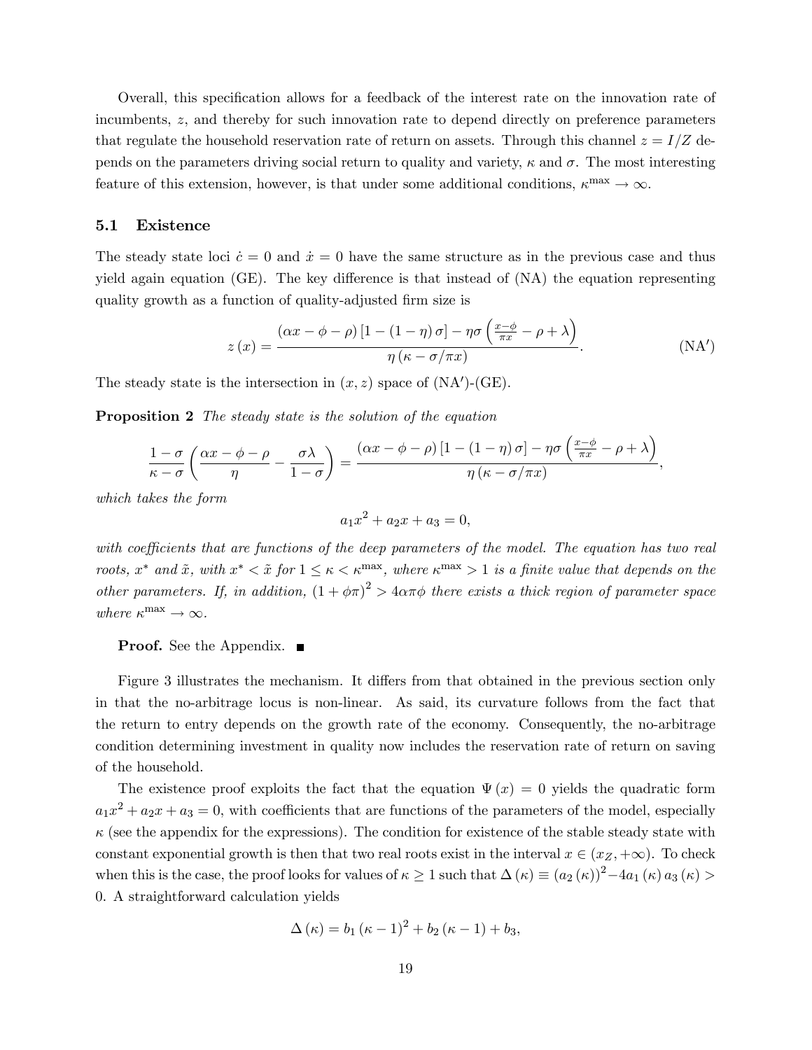Overall, this specification allows for a feedback of the interest rate on the innovation rate of incumbents, $z$, and thereby for such innovation rate to depend directly on preference parameters that regulate the household reservation rate of return on assets. Through this channel $z = I/Z$ depends on the parameters driving social return to quality and variety, $\kappa$ and $\sigma$. The most interesting feature of this extension, however, is that under some additional conditions, $\kappa^{\max} \to \infty$.

### 5.1 Existence

The steady state loci $\dot{c} = 0$ and $\dot{x} = 0$ have the same structure as in the previous case and thus yield again equation (GE). The key difference is that instead of (NA) the equation representing quality growth as a function of quality-adjusted firm size is

$$z(x) = \frac{(\alpha x - \phi - \rho)\left[1 - (1-\eta)\sigma\right] - \eta\sigma\left(\frac{x-\phi}{\pi x} - \rho + \lambda\right)}{\eta\left(\kappa - \sigma/\pi x\right)}. \tag{NA$'$}$$

The steady state is the intersection in $(x, z)$ space of (NA$'$)-(GE).

**Proposition 2** *The steady state is the solution of the equation*

$$\frac{1-\sigma}{\kappa-\sigma}\left(\frac{\alpha x - \phi - \rho}{\eta} - \frac{\sigma\lambda}{1-\sigma}\right) = \frac{(\alpha x - \phi - \rho)\left[1 - (1-\eta)\sigma\right] - \eta\sigma\left(\frac{x-\phi}{\pi x} - \rho + \lambda\right)}{\eta\left(\kappa - \sigma/\pi x\right)},$$

*which takes the form*

$$a_1 x^2 + a_2 x + a_3 = 0,$$

*with coefficients that are functions of the deep parameters of the model. The equation has two real roots, $x^*$ and $\tilde{x}$, with $x^* < \tilde{x}$ for $1 \leq \kappa < \kappa^{\max}$, where $\kappa^{\max} > 1$ is a finite value that depends on the other parameters. If, in addition, $(1 + \phi\pi)^2 > 4\alpha\pi\phi$ there exists a thick region of parameter space where $\kappa^{\max} \to \infty$.*

**Proof.** See the Appendix. ■

Figure 3 illustrates the mechanism. It differs from that obtained in the previous section only in that the no-arbitrage locus is non-linear. As said, its curvature follows from the fact that the return to entry depends on the growth rate of the economy. Consequently, the no-arbitrage condition determining investment in quality now includes the reservation rate of return on saving of the household.

The existence proof exploits the fact that the equation $\Psi(x) = 0$ yields the quadratic form $a_1 x^2 + a_2 x + a_3 = 0$, with coefficients that are functions of the parameters of the model, especially $\kappa$ (see the appendix for the expressions). The condition for existence of the stable steady state with constant exponential growth is then that two real roots exist in the interval $x \in (x_Z, +\infty)$. To check when this is the case, the proof looks for values of $\kappa \geq 1$ such that $\Delta(\kappa) \equiv (a_2(\kappa))^2 - 4a_1(\kappa)\, a_3(\kappa) > 0$. A straightforward calculation yields

$$\Delta(\kappa) = b_1(\kappa - 1)^2 + b_2(\kappa - 1) + b_3,$$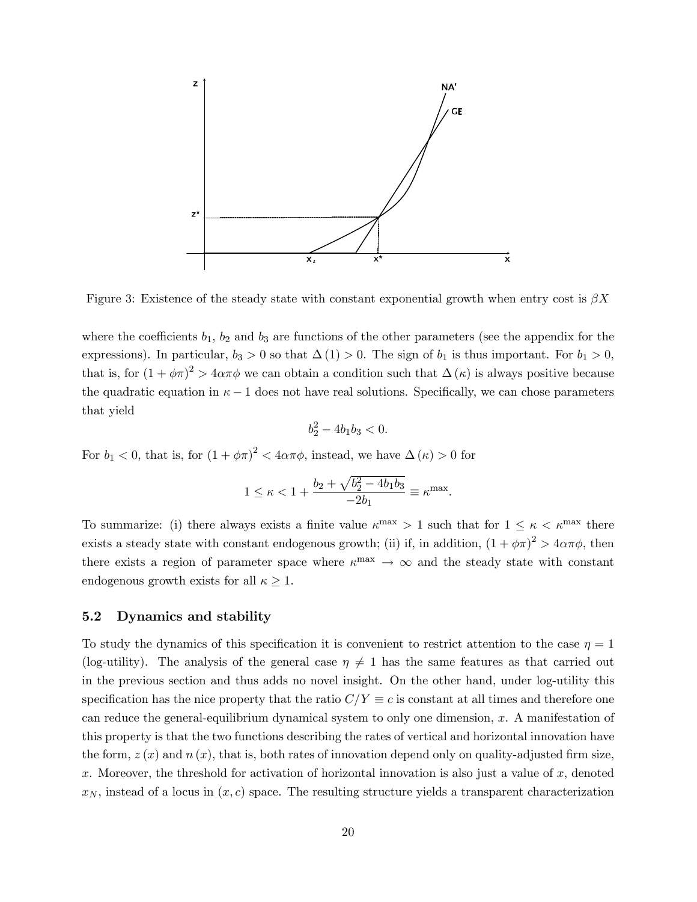Figure 3: Existence of the steady state with constant exponential growth when entry cost is $\beta X$

where the coefficients $b_1$, $b_2$ and $b_3$ are functions of the other parameters (see the appendix for the expressions). In particular, $b_3 > 0$ so that $\Delta(1) > 0$. The sign of $b_1$ is thus important. For $b_1 > 0$, that is, for $(1 + \phi\pi)^2 > 4\alpha\pi\phi$ we can obtain a condition such that $\Delta(\kappa)$ is always positive because the quadratic equation in $\kappa - 1$ does not have real solutions. Specifically, we can chose parameters that yield

$$b_2^2 - 4b_1 b_3 < 0.$$

For $b_1 < 0$, that is, for $(1 + \phi\pi)^2 < 4\alpha\pi\phi$, instead, we have $\Delta(\kappa) > 0$ for

$$1 \leq \kappa < 1 + \frac{b_2 + \sqrt{b_2^2 - 4b_1 b_3}}{-2b_1} \equiv \kappa^{\max}.$$

To summarize: (i) there always exists a finite value $\kappa^{\max} > 1$ such that for $1 \leq \kappa < \kappa^{\max}$ there exists a steady state with constant endogenous growth; (ii) if, in addition, $(1 + \phi\pi)^2 > 4\alpha\pi\phi$, then there exists a region of parameter space where $\kappa^{\max} \to \infty$ and the steady state with constant endogenous growth exists for all $\kappa \geq 1$.

### 5.2 Dynamics and stability

To study the dynamics of this specification it is convenient to restrict attention to the case $\eta = 1$ (log-utility). The analysis of the general case $\eta \neq 1$ has the same features as that carried out in the previous section and thus adds no novel insight. On the other hand, under log-utility this specification has the nice property that the ratio $C/Y \equiv c$ is constant at all times and therefore one can reduce the general-equilibrium dynamical system to only one dimension, $x$. A manifestation of this property is that the two functions describing the rates of vertical and horizontal innovation have the form, $z(x)$ and $n(x)$, that is, both rates of innovation depend only on quality-adjusted firm size, $x$. Moreover, the threshold for activation of horizontal innovation is also just a value of $x$, denoted $x_N$, instead of a locus in $(x, c)$ space. The resulting structure yields a transparent characterization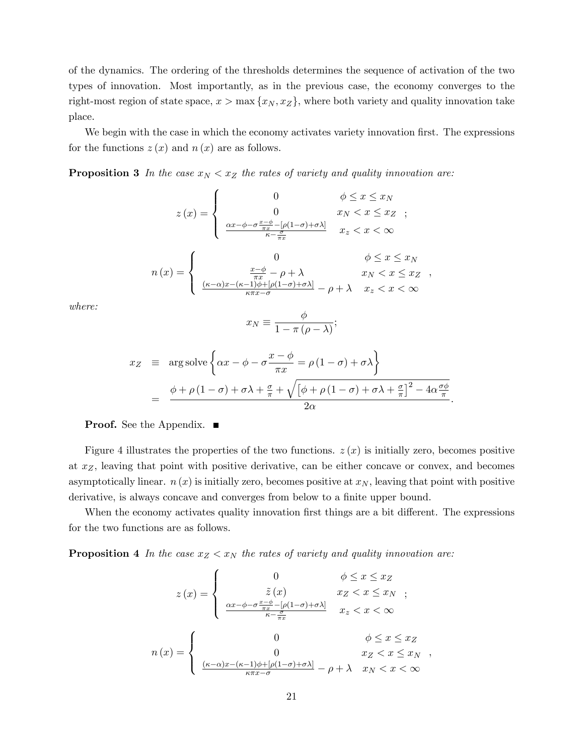of the dynamics. The ordering of the thresholds determines the sequence of activation of the two types of innovation. Most importantly, as in the previous case, the economy converges to the right-most region of state space, $x > \max\{x_N, x_Z\}$, where both variety and quality innovation take place.

We begin with the case in which the economy activates variety innovation first. The expressions for the functions $z(x)$ and $n(x)$ are as follows.

**Proposition 3** *In the case $x_N < x_Z$ the rates of variety and quality innovation are:*

$$
z(x) = \begin{cases} 0 & \phi \leq x \leq x_N \\ 0 & x_N < x \leq x_Z \\ \frac{\alpha x - \phi - \sigma \frac{x-\phi}{\pi x} - [\rho(1-\sigma)+\sigma\lambda]}{\kappa - \frac{\sigma}{\pi x}} & x_z < x < \infty \end{cases};
$$

$$
n(x) = \begin{cases} 0 & \phi \leq x \leq x_N \\ \frac{x-\phi}{\pi x} - \rho + \lambda & x_N < x \leq x_Z \\ \frac{(\kappa-\alpha)x - (\kappa-1)\phi + [\rho(1-\sigma)+\sigma\lambda]}{\kappa \pi x - \sigma} - \rho + \lambda & x_z < x < \infty \end{cases},
$$

*where:*

$$
x_N \equiv \frac{\phi}{1 - \pi(\rho - \lambda)};
$$

$$
\begin{aligned}
x_Z &\equiv \arg\text{solve}\left\{\alpha x - \phi - \sigma \frac{x-\phi}{\pi x} = \rho(1-\sigma) + \sigma\lambda\right\} \\
&= \frac{\phi + \rho(1-\sigma) + \sigma\lambda + \frac{\sigma}{\pi} + \sqrt{\left[\phi + \rho(1-\sigma) + \sigma\lambda + \frac{\sigma}{\pi}\right]^2 - 4\alpha\frac{\sigma\phi}{\pi}}}{2\alpha}.
\end{aligned}
$$

**Proof.** See the Appendix. ■

Figure 4 illustrates the properties of the two functions. $z(x)$ is initially zero, becomes positive at $x_Z$, leaving that point with positive derivative, can be either concave or convex, and becomes asymptotically linear. $n(x)$ is initially zero, becomes positive at $x_N$, leaving that point with positive derivative, is always concave and converges from below to a finite upper bound.

When the economy activates quality innovation first things are a bit different. The expressions for the two functions are as follows.

**Proposition 4** *In the case $x_Z < x_N$ the rates of variety and quality innovation are:*

$$
z(x) = \begin{cases} 0 & \phi \leq x \leq x_Z \\ \tilde{z}(x) & x_Z < x \leq x_N \\ \frac{\alpha x - \phi - \sigma \frac{x-\phi}{\pi x} - [\rho(1-\sigma)+\sigma\lambda]}{\kappa - \frac{\sigma}{\pi x}} & x_z < x < \infty \end{cases};
$$

$$
n(x) = \begin{cases} 0 & \phi \leq x \leq x_Z \\ 0 & x_Z < x \leq x_N \\ \frac{(\kappa-\alpha)x - (\kappa-1)\phi + [\rho(1-\sigma)+\sigma\lambda]}{\kappa \pi x - \sigma} - \rho + \lambda & x_N < x < \infty \end{cases},
$$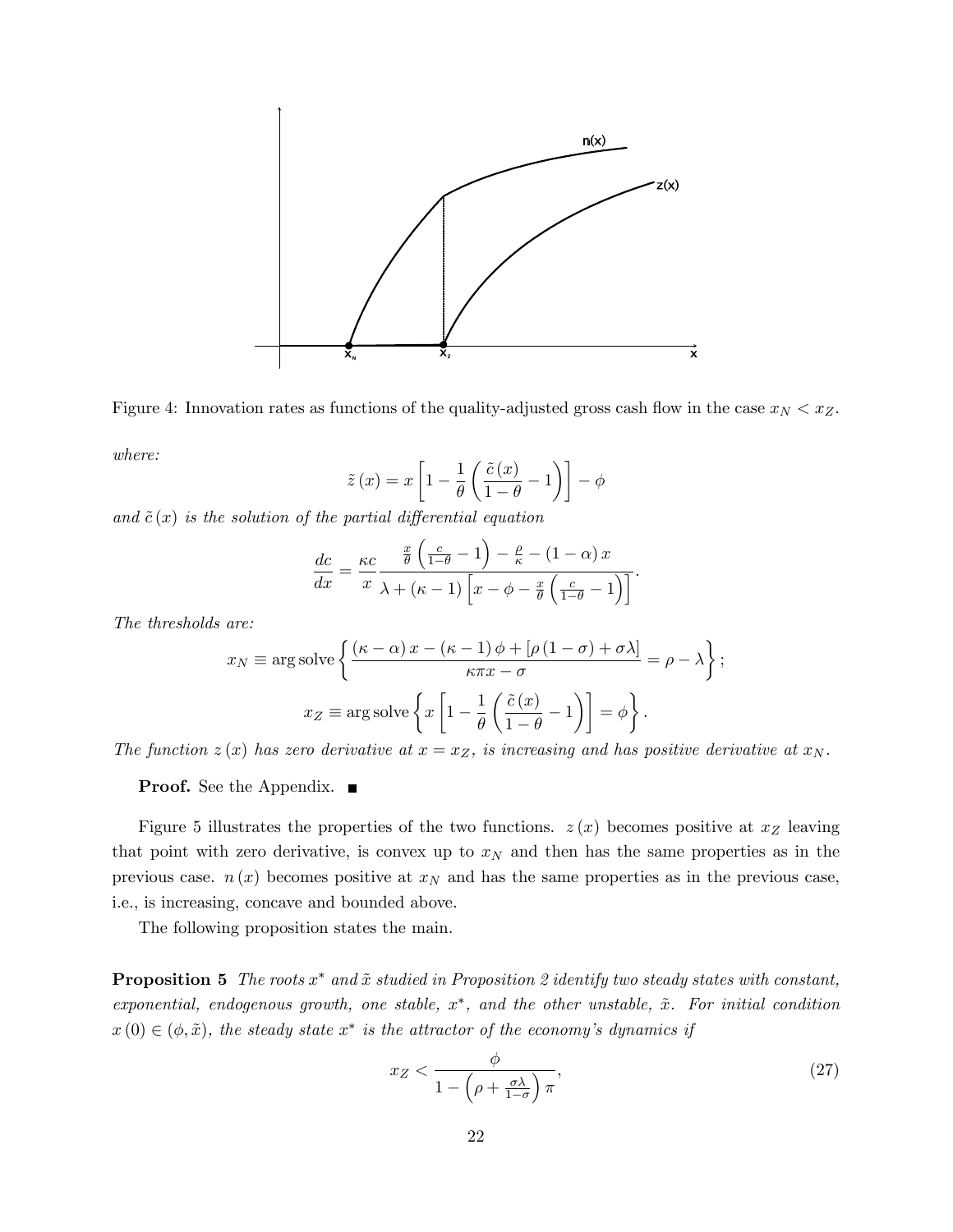Figure 4: Innovation rates as functions of the quality-adjusted gross cash flow in the case $x_N < x_Z$.

*where:*

$$\tilde{z}(x) = x\left[1 - \frac{1}{\theta}\left(\frac{\tilde{c}(x)}{1-\theta} - 1\right)\right] - \phi$$

*and* $\tilde{c}(x)$ *is the solution of the partial differential equation*

$$\frac{dc}{dx} = \frac{\kappa c}{x}\frac{\frac{x}{\theta}\left(\frac{c}{1-\theta} - 1\right) - \frac{\rho}{\kappa} - (1-\alpha)x}{\lambda + (\kappa - 1)\left[x - \phi - \frac{x}{\theta}\left(\frac{c}{1-\theta} - 1\right)\right]}.$$

*The thresholds are:*

$$x_N \equiv \arg\text{solve}\left\{\frac{(\kappa - \alpha)x - (\kappa - 1)\phi + [\rho(1-\sigma) + \sigma\lambda]}{\kappa\pi x - \sigma} = \rho - \lambda\right\};$$

$$x_Z \equiv \arg\text{solve}\left\{x\left[1 - \frac{1}{\theta}\left(\frac{\tilde{c}(x)}{1-\theta} - 1\right)\right] = \phi\right\}.$$

*The function* $z(x)$ *has zero derivative at* $x = x_Z$*, is increasing and has positive derivative at* $x_N$*.*

**Proof.** See the Appendix. ■

Figure 5 illustrates the properties of the two functions. $z(x)$ becomes positive at $x_Z$ leaving that point with zero derivative, is convex up to $x_N$ and then has the same properties as in the previous case. $n(x)$ becomes positive at $x_N$ and has the same properties as in the previous case, i.e., is increasing, concave and bounded above.

The following proposition states the main.

**Proposition 5** *The roots* $x^*$ *and* $\tilde{x}$ *studied in Proposition 2 identify two steady states with constant, exponential, endogenous growth, one stable,* $x^*$*, and the other unstable,* $\tilde{x}$*. For initial condition* $x(0) \in (\phi, \tilde{x})$*, the steady state* $x^*$ *is the attractor of the economy's dynamics if*

$$x_Z < \frac{\phi}{1 - \left(\rho + \frac{\sigma\lambda}{1-\sigma}\right)\pi}, \tag{27}$$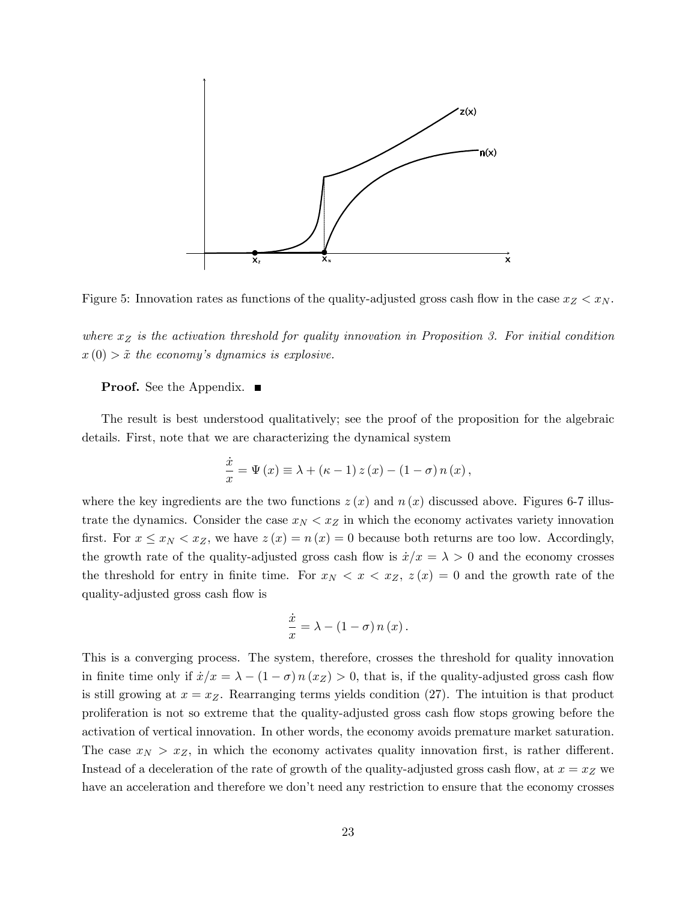Figure 5: Innovation rates as functions of the quality-adjusted gross cash flow in the case $x_Z < x_N$.

*where $x_Z$ is the activation threshold for quality innovation in Proposition 3. For initial condition $x(0) > \tilde{x}$ the economy's dynamics is explosive.*

**Proof.** See the Appendix. ■

The result is best understood qualitatively; see the proof of the proposition for the algebraic details. First, note that we are characterizing the dynamical system

$$\frac{\dot{x}}{x} = \Psi(x) \equiv \lambda + (\kappa - 1) z(x) - (1 - \sigma) n(x),$$

where the key ingredients are the two functions $z(x)$ and $n(x)$ discussed above. Figures 6-7 illustrate the dynamics. Consider the case $x_N < x_Z$ in which the economy activates variety innovation first. For $x \le x_N < x_Z$, we have $z(x) = n(x) = 0$ because both returns are too low. Accordingly, the growth rate of the quality-adjusted gross cash flow is $\dot{x}/x = \lambda > 0$ and the economy crosses the threshold for entry in finite time. For $x_N < x < x_Z$, $z(x) = 0$ and the growth rate of the quality-adjusted gross cash flow is

$$\frac{\dot{x}}{x} = \lambda - (1 - \sigma) n(x).$$

This is a converging process. The system, therefore, crosses the threshold for quality innovation in finite time only if $\dot{x}/x = \lambda - (1 - \sigma) n(x_Z) > 0$, that is, if the quality-adjusted gross cash flow is still growing at $x = x_Z$. Rearranging terms yields condition (27). The intuition is that product proliferation is not so extreme that the quality-adjusted gross cash flow stops growing before the activation of vertical innovation. In other words, the economy avoids premature market saturation. The case $x_N > x_Z$, in which the economy activates quality innovation first, is rather different. Instead of a deceleration of the rate of growth of the quality-adjusted gross cash flow, at $x = x_Z$ we have an acceleration and therefore we don't need any restriction to ensure that the economy crosses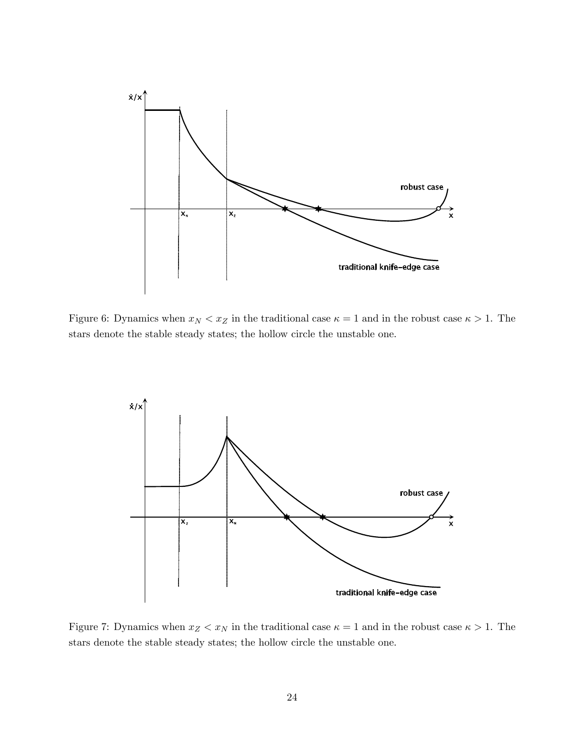Figure 6: Dynamics when $x_N < x_Z$ in the traditional case $\kappa = 1$ and in the robust case $\kappa > 1$. The stars denote the stable steady states; the hollow circle the unstable one.

Figure 7: Dynamics when $x_Z < x_N$ in the traditional case $\kappa = 1$ and in the robust case $\kappa > 1$. The stars denote the stable steady states; the hollow circle the unstable one.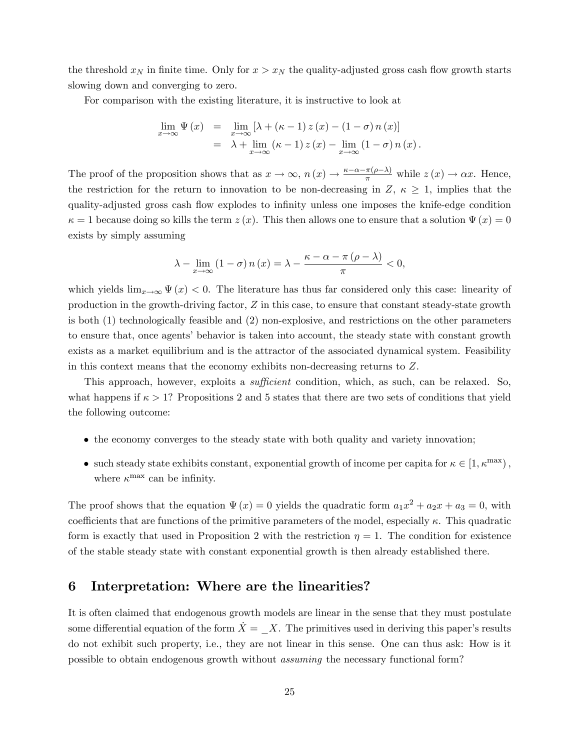the threshold $x_N$ in finite time. Only for $x > x_N$ the quality-adjusted gross cash flow growth starts slowing down and converging to zero.

For comparison with the existing literature, it is instructive to look at

$$
\begin{aligned}
\lim_{x\to\infty} \Psi(x) &= \lim_{x\to\infty} \left[\lambda + (\kappa - 1) z(x) - (1-\sigma) n(x)\right] \\
&= \lambda + \lim_{x\to\infty} (\kappa - 1) z(x) - \lim_{x\to\infty} (1-\sigma) n(x).
\end{aligned}
$$

The proof of the proposition shows that as $x \to \infty$, $n(x) \to \frac{\kappa - \alpha - \pi(\rho - \lambda)}{\pi}$ while $z(x) \to \alpha x$. Hence, the restriction for the return to innovation to be non-decreasing in $Z$, $\kappa \geq 1$, implies that the quality-adjusted gross cash flow explodes to infinity unless one imposes the knife-edge condition $\kappa = 1$ because doing so kills the term $z(x)$. This then allows one to ensure that a solution $\Psi(x) = 0$ exists by simply assuming

$$
\lambda - \lim_{x\to\infty} (1-\sigma) n(x) = \lambda - \frac{\kappa - \alpha - \pi(\rho - \lambda)}{\pi} < 0,
$$

which yields $\lim_{x\to\infty} \Psi(x) < 0$. The literature has thus far considered only this case: linearity of production in the growth-driving factor, $Z$ in this case, to ensure that constant steady-state growth is both (1) technologically feasible and (2) non-explosive, and restrictions on the other parameters to ensure that, once agents' behavior is taken into account, the steady state with constant growth exists as a market equilibrium and is the attractor of the associated dynamical system. Feasibility in this context means that the economy exhibits non-decreasing returns to $Z$.

This approach, however, exploits a *sufficient* condition, which, as such, can be relaxed. So, what happens if $\kappa > 1$? Propositions 2 and 5 states that there are two sets of conditions that yield the following outcome:

- the economy converges to the steady state with both quality and variety innovation;
- such steady state exhibits constant, exponential growth of income per capita for $\kappa \in [1, \kappa^{\max})$, where $\kappa^{\max}$ can be infinity.

The proof shows that the equation $\Psi(x) = 0$ yields the quadratic form $a_1 x^2 + a_2 x + a_3 = 0$, with coefficients that are functions of the primitive parameters of the model, especially $\kappa$. This quadratic form is exactly that used in Proposition 2 with the restriction $\eta = 1$. The condition for existence of the stable steady state with constant exponential growth is then already established there.

## 6 Interpretation: Where are the linearities?

It is often claimed that endogenous growth models are linear in the sense that they must postulate some differential equation of the form $\dot{X} = \_X$. The primitives used in deriving this paper's results do not exhibit such property, i.e., they are not linear in this sense. One can thus ask: How is it possible to obtain endogenous growth without *assuming* the necessary functional form?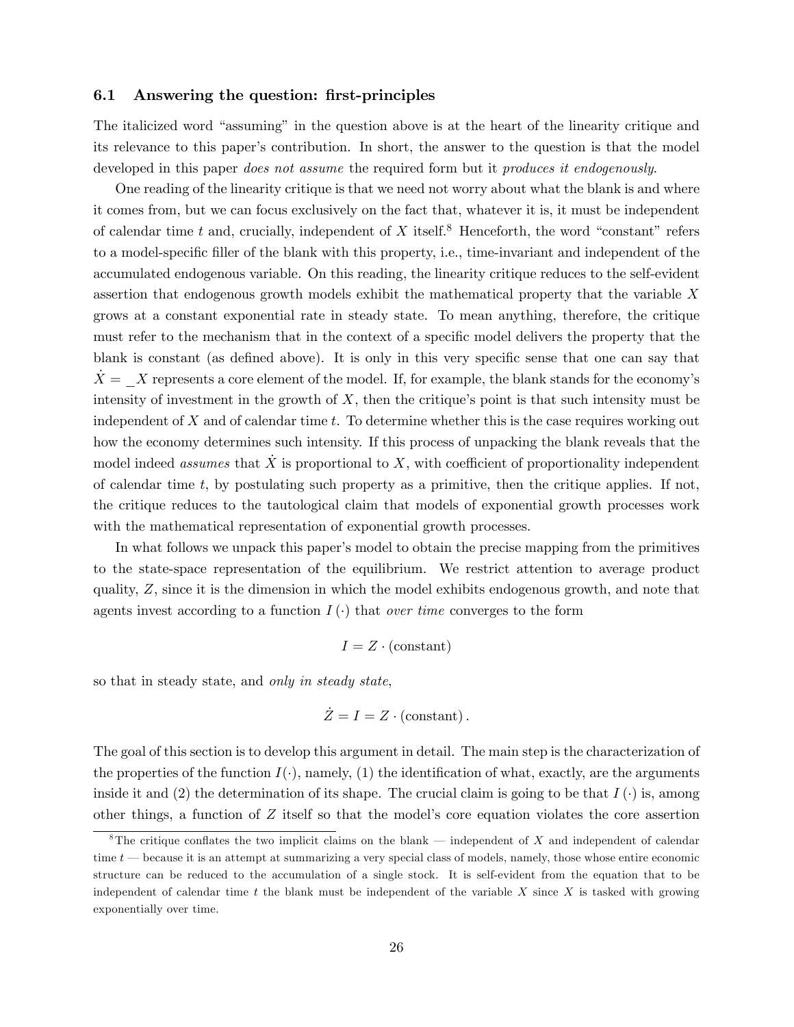### 6.1 Answering the question: first-principles

The italicized word "assuming" in the question above is at the heart of the linearity critique and its relevance to this paper's contribution. In short, the answer to the question is that the model developed in this paper *does not assume* the required form but it *produces it endogenously*.

One reading of the linearity critique is that we need not worry about what the blank is and where it comes from, but we can focus exclusively on the fact that, whatever it is, it must be independent of calendar time $t$ and, crucially, independent of $X$ itself.[8] Henceforth, the word "constant" refers to a model-specific filler of the blank with this property, i.e., time-invariant and independent of the accumulated endogenous variable. On this reading, the linearity critique reduces to the self-evident assertion that endogenous growth models exhibit the mathematical property that the variable $X$ grows at a constant exponential rate in steady state. To mean anything, therefore, the critique must refer to the mechanism that in the context of a specific model delivers the property that the blank is constant (as defined above). It is only in this very specific sense that one can say that $\dot{X} = \_X$ represents a core element of the model. If, for example, the blank stands for the economy's intensity of investment in the growth of $X$, then the critique's point is that such intensity must be independent of $X$ and of calendar time $t$. To determine whether this is the case requires working out how the economy determines such intensity. If this process of unpacking the blank reveals that the model indeed *assumes* that $\dot{X}$ is proportional to $X$, with coefficient of proportionality independent of calendar time $t$, by postulating such property as a primitive, then the critique applies. If not, the critique reduces to the tautological claim that models of exponential growth processes work with the mathematical representation of exponential growth processes.

In what follows we unpack this paper's model to obtain the precise mapping from the primitives to the state-space representation of the equilibrium. We restrict attention to average product quality, $Z$, since it is the dimension in which the model exhibits endogenous growth, and note that agents invest according to a function $I(\cdot)$ that *over time* converges to the form

$$I = Z \cdot (\text{constant})$$

so that in steady state, and *only in steady state*,

$$\dot{Z} = I = Z \cdot (\text{constant}).$$

The goal of this section is to develop this argument in detail. The main step is the characterization of the properties of the function $I(\cdot)$, namely, (1) the identification of what, exactly, are the arguments inside it and (2) the determination of its shape. The crucial claim is going to be that $I(\cdot)$ is, among other things, a function of $Z$ itself so that the model's core equation violates the core assertion

[8] The critique conflates the two implicit claims on the blank — independent of $X$ and independent of calendar time $t$ — because it is an attempt at summarizing a very special class of models, namely, those whose entire economic structure can be reduced to the accumulation of a single stock. It is self-evident from the equation that to be independent of calendar time $t$ the blank must be independent of the variable $X$ since $X$ is tasked with growing exponentially over time.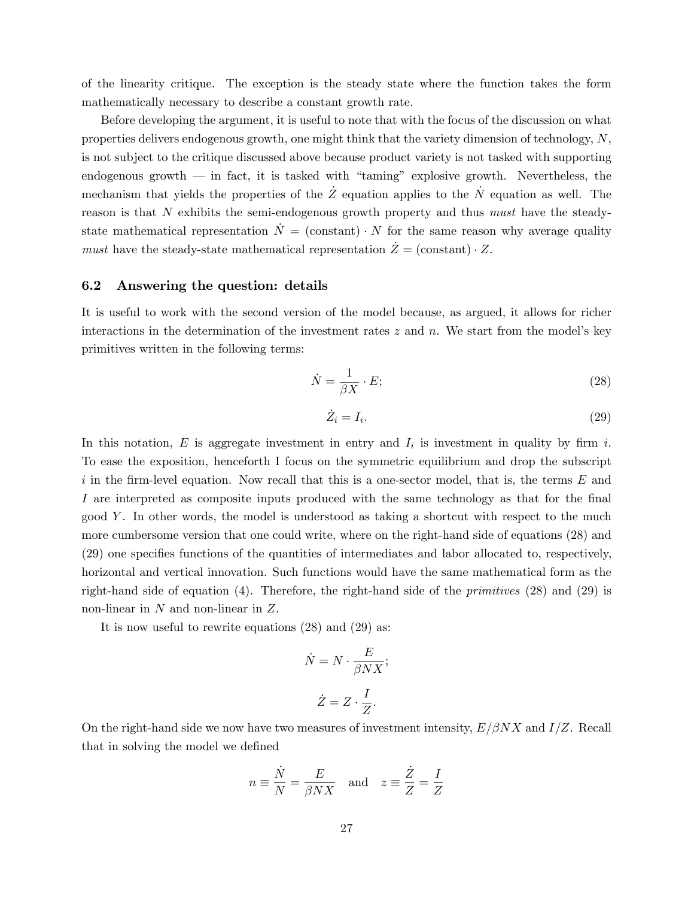of the linearity critique. The exception is the steady state where the function takes the form mathematically necessary to describe a constant growth rate.

Before developing the argument, it is useful to note that with the focus of the discussion on what properties delivers endogenous growth, one might think that the variety dimension of technology, $N$, is not subject to the critique discussed above because product variety is not tasked with supporting endogenous growth — in fact, it is tasked with "taming" explosive growth. Nevertheless, the mechanism that yields the properties of the $\dot{Z}$ equation applies to the $\dot{N}$ equation as well. The reason is that $N$ exhibits the semi-endogenous growth property and thus *must* have the steady-state mathematical representation $\dot{N} = (\text{constant}) \cdot N$ for the same reason why average quality *must* have the steady-state mathematical representation $\dot{Z} = (\text{constant}) \cdot Z$.

### 6.2 Answering the question: details

It is useful to work with the second version of the model because, as argued, it allows for richer interactions in the determination of the investment rates $z$ and $n$. We start from the model's key primitives written in the following terms:

$$\dot{N} = \frac{1}{\beta X} \cdot E; \tag{28}$$

$$\dot{Z}_i = I_i. \tag{29}$$

In this notation, $E$ is aggregate investment in entry and $I_i$ is investment in quality by firm $i$. To ease the exposition, henceforth I focus on the symmetric equilibrium and drop the subscript $i$ in the firm-level equation. Now recall that this is a one-sector model, that is, the terms $E$ and $I$ are interpreted as composite inputs produced with the same technology as that for the final good $Y$. In other words, the model is understood as taking a shortcut with respect to the much more cumbersome version that one could write, where on the right-hand side of equations (28) and (29) one specifies functions of the quantities of intermediates and labor allocated to, respectively, horizontal and vertical innovation. Such functions would have the same mathematical form as the right-hand side of equation (4). Therefore, the right-hand side of the *primitives* (28) and (29) is non-linear in $N$ and non-linear in $Z$.

It is now useful to rewrite equations (28) and (29) as:

$$\dot{N} = N \cdot \frac{E}{\beta N X};$$

$$\dot{Z} = Z \cdot \frac{I}{Z}.$$

On the right-hand side we now have two measures of investment intensity, $E/\beta N X$ and $I/Z$. Recall that in solving the model we defined

$$n \equiv \frac{\dot{N}}{N} = \frac{E}{\beta N X} \quad \text{and} \quad z \equiv \frac{\dot{Z}}{Z} = \frac{I}{Z}$$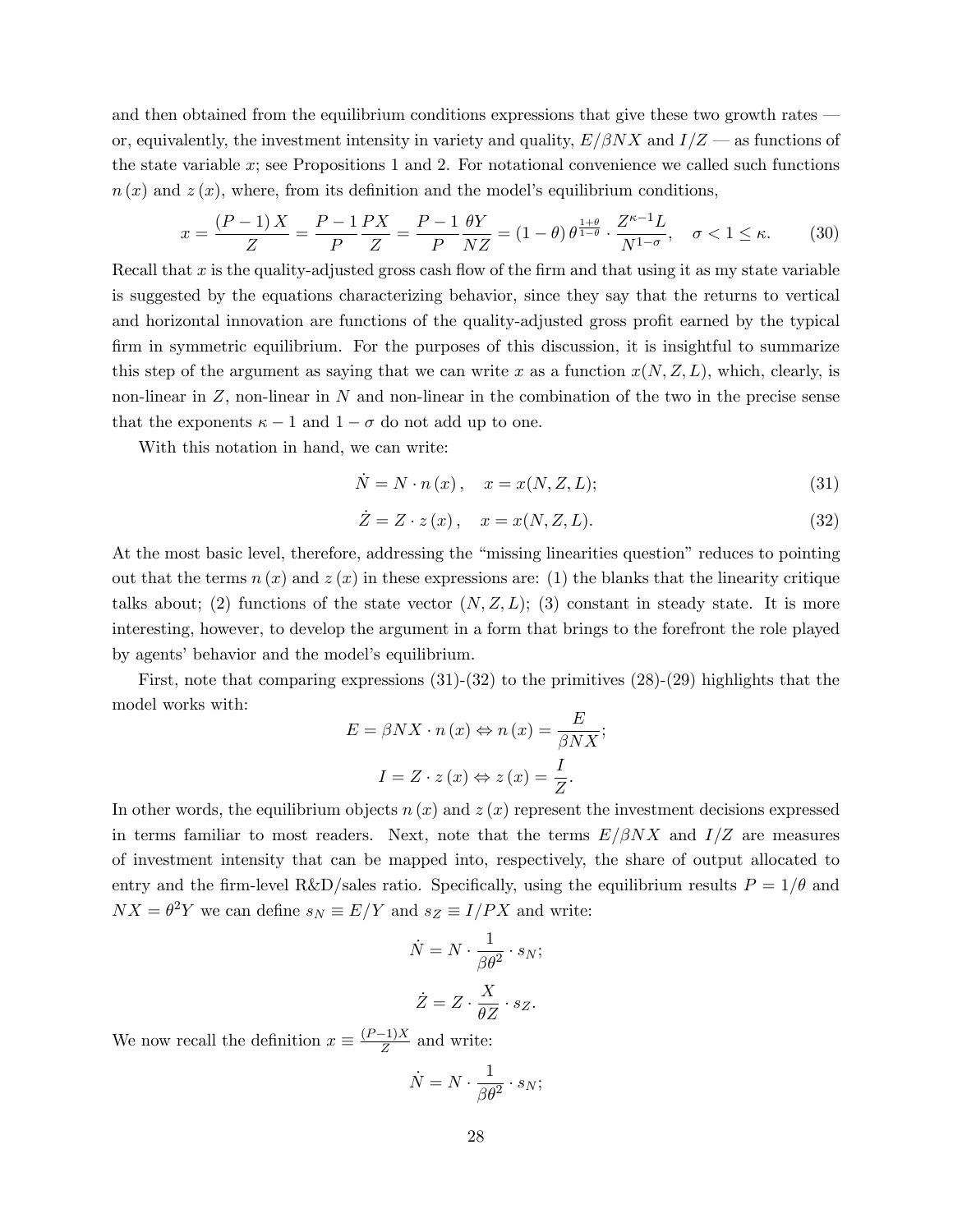and then obtained from the equilibrium conditions expressions that give these two growth rates — or, equivalently, the investment intensity in variety and quality, $E/\beta NX$ and $I/Z$ — as functions of the state variable $x$; see Propositions 1 and 2. For notational convenience we called such functions $n(x)$ and $z(x)$, where, from its definition and the model's equilibrium conditions,

$$x = \frac{(P-1)X}{Z} = \frac{P-1}{P}\frac{PX}{Z} = \frac{P-1}{P}\frac{\theta Y}{NZ} = (1-\theta)\,\theta^{\frac{1+\theta}{1-\theta}} \cdot \frac{Z^{\kappa-1}L}{N^{1-\sigma}}, \quad \sigma < 1 \leq \kappa. \tag{30}$$

Recall that $x$ is the quality-adjusted gross cash flow of the firm and that using it as my state variable is suggested by the equations characterizing behavior, since they say that the returns to vertical and horizontal innovation are functions of the quality-adjusted gross profit earned by the typical firm in symmetric equilibrium. For the purposes of this discussion, it is insightful to summarize this step of the argument as saying that we can write $x$ as a function $x(N, Z, L)$, which, clearly, is non-linear in $Z$, non-linear in $N$ and non-linear in the combination of the two in the precise sense that the exponents $\kappa - 1$ and $1 - \sigma$ do not add up to one.

With this notation in hand, we can write:

$$\dot{N} = N \cdot n(x), \quad x = x(N, Z, L); \tag{31}$$

$$\dot{Z} = Z \cdot z(x), \quad x = x(N, Z, L). \tag{32}$$

At the most basic level, therefore, addressing the "missing linearities question" reduces to pointing out that the terms $n(x)$ and $z(x)$ in these expressions are: (1) the blanks that the linearity critique talks about; (2) functions of the state vector $(N, Z, L)$; (3) constant in steady state. It is more interesting, however, to develop the argument in a form that brings to the forefront the role played by agents' behavior and the model's equilibrium.

First, note that comparing expressions (31)-(32) to the primitives (28)-(29) highlights that the model works with:

$$E = \beta NX \cdot n(x) \Leftrightarrow n(x) = \frac{E}{\beta NX};$$

$$I = Z \cdot z(x) \Leftrightarrow z(x) = \frac{I}{Z}.$$

In other words, the equilibrium objects $n(x)$ and $z(x)$ represent the investment decisions expressed in terms familiar to most readers. Next, note that the terms $E/\beta NX$ and $I/Z$ are measures of investment intensity that can be mapped into, respectively, the share of output allocated to entry and the firm-level R&D/sales ratio. Specifically, using the equilibrium results $P = 1/\theta$ and $NX = \theta^2 Y$ we can define $s_N \equiv E/Y$ and $s_Z \equiv I/PX$ and write:

$$\dot{N} = N \cdot \frac{1}{\beta\theta^2} \cdot s_N;$$

$$\dot{Z} = Z \cdot \frac{X}{\theta Z} \cdot s_Z.$$

We now recall the definition $x \equiv \frac{(P-1)X}{Z}$ and write:

$$\dot{N} = N \cdot \frac{1}{\beta\theta^2} \cdot s_N;$$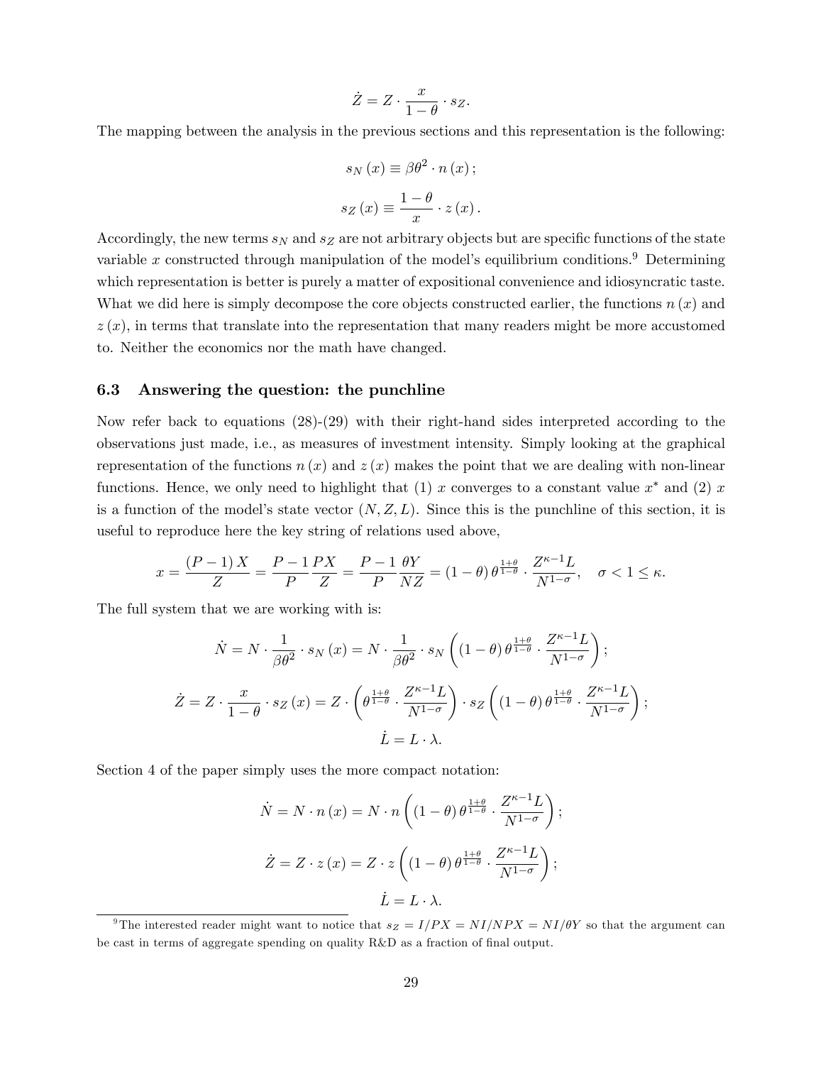$$\dot{Z} = Z \cdot \frac{x}{1-\theta} \cdot s_Z.$$

The mapping between the analysis in the previous sections and this representation is the following:

$$s_N(x) \equiv \beta\theta^2 \cdot n(x);$$

$$s_Z(x) \equiv \frac{1-\theta}{x} \cdot z(x).$$

Accordingly, the new terms $s_N$ and $s_Z$ are not arbitrary objects but are specific functions of the state variable $x$ constructed through manipulation of the model's equilibrium conditions.[9] Determining which representation is better is purely a matter of expositional convenience and idiosyncratic taste. What we did here is simply decompose the core objects constructed earlier, the functions $n(x)$ and $z(x)$, in terms that translate into the representation that many readers might be more accustomed to. Neither the economics nor the math have changed.

### 6.3 Answering the question: the punchline

Now refer back to equations (28)-(29) with their right-hand sides interpreted according to the observations just made, i.e., as measures of investment intensity. Simply looking at the graphical representation of the functions $n(x)$ and $z(x)$ makes the point that we are dealing with non-linear functions. Hence, we only need to highlight that (1) $x$ converges to a constant value $x^*$ and (2) $x$ is a function of the model's state vector $(N, Z, L)$. Since this is the punchline of this section, it is useful to reproduce here the key string of relations used above,

$$x = \frac{(P-1)X}{Z} = \frac{P-1}{P}\frac{PX}{Z} = \frac{P-1}{P}\frac{\theta Y}{NZ} = (1-\theta)\theta^{\frac{1+\theta}{1-\theta}} \cdot \frac{Z^{\kappa-1}L}{N^{1-\sigma}}, \quad \sigma < 1 \leq \kappa.$$

The full system that we are working with is:

$$\dot{N} = N \cdot \frac{1}{\beta\theta^2} \cdot s_N(x) = N \cdot \frac{1}{\beta\theta^2} \cdot s_N\left((1-\theta)\theta^{\frac{1+\theta}{1-\theta}} \cdot \frac{Z^{\kappa-1}L}{N^{1-\sigma}}\right);$$

$$\dot{Z} = Z \cdot \frac{x}{1-\theta} \cdot s_Z(x) = Z \cdot \left(\theta^{\frac{1+\theta}{1-\theta}} \cdot \frac{Z^{\kappa-1}L}{N^{1-\sigma}}\right) \cdot s_Z\left((1-\theta)\theta^{\frac{1+\theta}{1-\theta}} \cdot \frac{Z^{\kappa-1}L}{N^{1-\sigma}}\right);$$

$$\dot{L} = L \cdot \lambda.$$

Section 4 of the paper simply uses the more compact notation:

$$\dot{N} = N \cdot n(x) = N \cdot n\left((1-\theta)\theta^{\frac{1+\theta}{1-\theta}} \cdot \frac{Z^{\kappa-1}L}{N^{1-\sigma}}\right);$$

$$\dot{Z} = Z \cdot z(x) = Z \cdot z\left((1-\theta)\theta^{\frac{1+\theta}{1-\theta}} \cdot \frac{Z^{\kappa-1}L}{N^{1-\sigma}}\right);$$

$$\dot{L} = L \cdot \lambda.$$

[9] The interested reader might want to notice that $s_Z = I/PX = NI/NPX = NI/\theta Y$ so that the argument can be cast in terms of aggregate spending on quality R&D as a fraction of final output.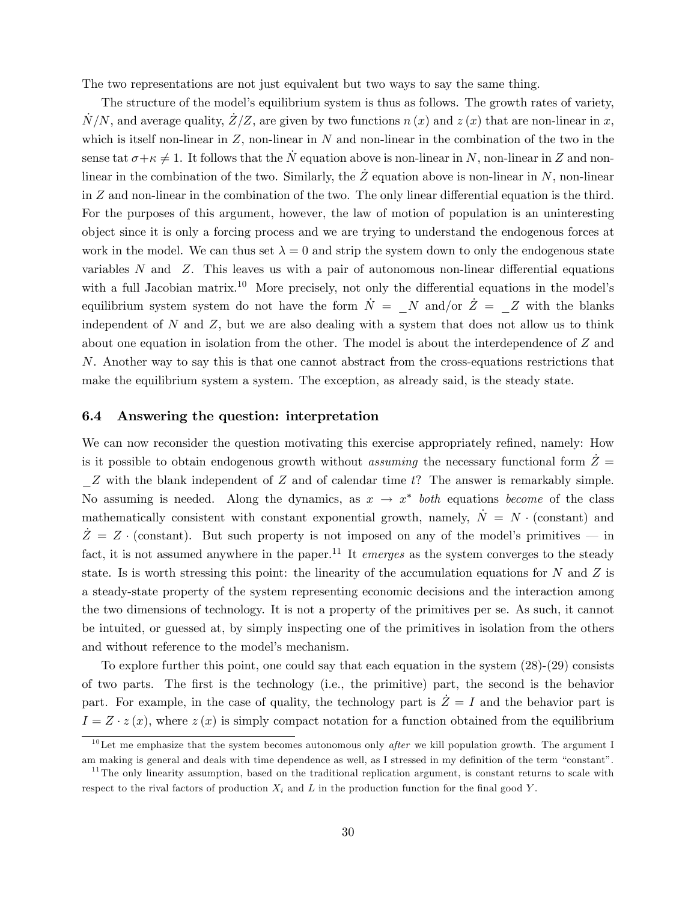The two representations are not just equivalent but two ways to say the same thing.

The structure of the model's equilibrium system is thus as follows. The growth rates of variety, $\dot{N}/N$, and average quality, $\dot{Z}/Z$, are given by two functions $n(x)$ and $z(x)$ that are non-linear in $x$, which is itself non-linear in $Z$, non-linear in $N$ and non-linear in the combination of the two in the sense tat $\sigma+\kappa \neq 1$. It follows that the $\dot{N}$ equation above is non-linear in $N$, non-linear in $Z$ and non-linear in the combination of the two. Similarly, the $\dot{Z}$ equation above is non-linear in $N$, non-linear in $Z$ and non-linear in the combination of the two. The only linear differential equation is the third. For the purposes of this argument, however, the law of motion of population is an uninteresting object since it is only a forcing process and we are trying to understand the endogenous forces at work in the model. We can thus set $\lambda = 0$ and strip the system down to only the endogenous state variables $N$ and $Z$. This leaves us with a pair of autonomous non-linear differential equations with a full Jacobian matrix.[10] More precisely, not only the differential equations in the model's equilibrium system system do not have the form $\dot{N} = \_N$ and/or $\dot{Z} = \_Z$ with the blanks independent of $N$ and $Z$, but we are also dealing with a system that does not allow us to think about one equation in isolation from the other. The model is about the interdependence of $Z$ and $N$. Another way to say this is that one cannot abstract from the cross-equations restrictions that make the equilibrium system a system. The exception, as already said, is the steady state.

### 6.4 Answering the question: interpretation

We can now reconsider the question motivating this exercise appropriately refined, namely: How is it possible to obtain endogenous growth without *assuming* the necessary functional form $\dot{Z} = \_Z$ with the blank independent of $Z$ and of calendar time $t$? The answer is remarkably simple. No assuming is needed. Along the dynamics, as $x \to x^*$ *both* equations *become* of the class mathematically consistent with constant exponential growth, namely, $\dot{N} = N \cdot (\text{constant})$ and $\dot{Z} = Z \cdot (\text{constant})$. But such property is not imposed on any of the model's primitives — in fact, it is not assumed anywhere in the paper.[11] It *emerges* as the system converges to the steady state. Is is worth stressing this point: the linearity of the accumulation equations for $N$ and $Z$ is a steady-state property of the system representing economic decisions and the interaction among the two dimensions of technology. It is not a property of the primitives per se. As such, it cannot be intuited, or guessed at, by simply inspecting one of the primitives in isolation from the others and without reference to the model's mechanism.

To explore further this point, one could say that each equation in the system (28)-(29) consists of two parts. The first is the technology (i.e., the primitive) part, the second is the behavior part. For example, in the case of quality, the technology part is $\dot{Z} = I$ and the behavior part is $I = Z \cdot z(x)$, where $z(x)$ is simply compact notation for a function obtained from the equilibrium

[10] Let me emphasize that the system becomes autonomous only *after* we kill population growth. The argument I am making is general and deals with time dependence as well, as I stressed in my definition of the term "constant".

[11] The only linearity assumption, based on the traditional replication argument, is constant returns to scale with respect to the rival factors of production $X_i$ and $L$ in the production function for the final good $Y$.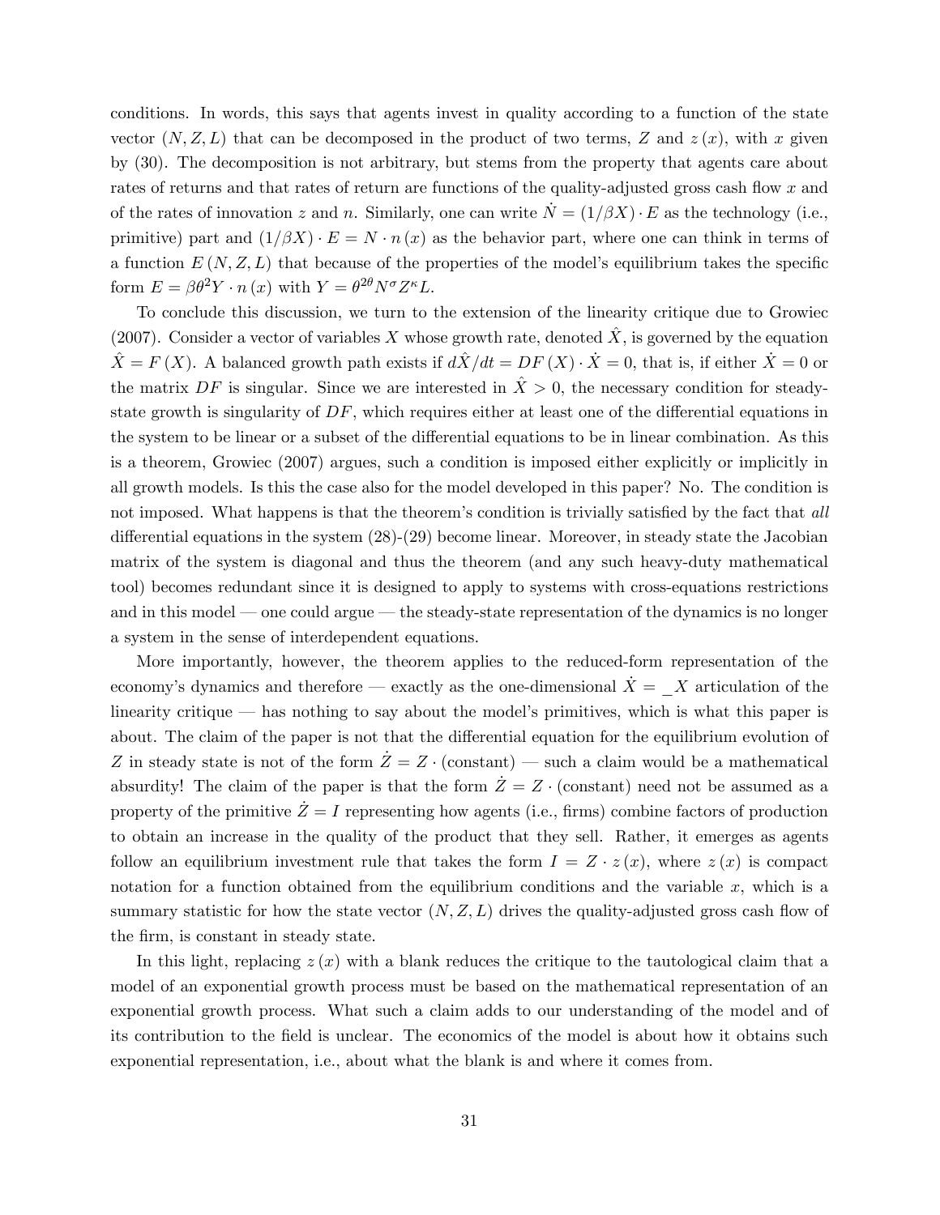conditions. In words, this says that agents invest in quality according to a function of the state vector $(N, Z, L)$ that can be decomposed in the product of two terms, $Z$ and $z(x)$, with $x$ given by (30). The decomposition is not arbitrary, but stems from the property that agents care about rates of returns and that rates of return are functions of the quality-adjusted gross cash flow $x$ and of the rates of innovation $z$ and $n$. Similarly, one can write $\dot{N} = (1/\beta X) \cdot E$ as the technology (i.e., primitive) part and $(1/\beta X) \cdot E = N \cdot n(x)$ as the behavior part, where one can think in terms of a function $E(N, Z, L)$ that because of the properties of the model's equilibrium takes the specific form $E = \beta\theta^2 Y \cdot n(x)$ with $Y = \theta^{2\theta} N^{\sigma} Z^{\kappa} L$.

To conclude this discussion, we turn to the extension of the linearity critique due to Growiec (2007). Consider a vector of variables $X$ whose growth rate, denoted $\hat{X}$, is governed by the equation $\hat{X} = F(X)$. A balanced growth path exists if $d\hat{X}/dt = DF(X) \cdot \dot{X} = 0$, that is, if either $\dot{X} = 0$ or the matrix $DF$ is singular. Since we are interested in $\hat{X} > 0$, the necessary condition for steady-state growth is singularity of $DF$, which requires either at least one of the differential equations in the system to be linear or a subset of the differential equations to be in linear combination. As this is a theorem, Growiec (2007) argues, such a condition is imposed either explicitly or implicitly in all growth models. Is this the case also for the model developed in this paper? No. The condition is not imposed. What happens is that the theorem's condition is trivially satisfied by the fact that *all* differential equations in the system (28)-(29) become linear. Moreover, in steady state the Jacobian matrix of the system is diagonal and thus the theorem (and any such heavy-duty mathematical tool) becomes redundant since it is designed to apply to systems with cross-equations restrictions and in this model — one could argue — the steady-state representation of the dynamics is no longer a system in the sense of interdependent equations.

More importantly, however, the theorem applies to the reduced-form representation of the economy's dynamics and therefore — exactly as the one-dimensional $\dot{X} = \_X$ articulation of the linearity critique — has nothing to say about the model's primitives, which is what this paper is about. The claim of the paper is not that the differential equation for the equilibrium evolution of $Z$ in steady state is not of the form $\dot{Z} = Z \cdot (\text{constant})$ — such a claim would be a mathematical absurdity! The claim of the paper is that the form $\dot{Z} = Z \cdot (\text{constant})$ need not be assumed as a property of the primitive $\dot{Z} = I$ representing how agents (i.e., firms) combine factors of production to obtain an increase in the quality of the product that they sell. Rather, it emerges as agents follow an equilibrium investment rule that takes the form $I = Z \cdot z(x)$, where $z(x)$ is compact notation for a function obtained from the equilibrium conditions and the variable $x$, which is a summary statistic for how the state vector $(N, Z, L)$ drives the quality-adjusted gross cash flow of the firm, is constant in steady state.

In this light, replacing $z(x)$ with a blank reduces the critique to the tautological claim that a model of an exponential growth process must be based on the mathematical representation of an exponential growth process. What such a claim adds to our understanding of the model and of its contribution to the field is unclear. The economics of the model is about how it obtains such exponential representation, i.e., about what the blank is and where it comes from.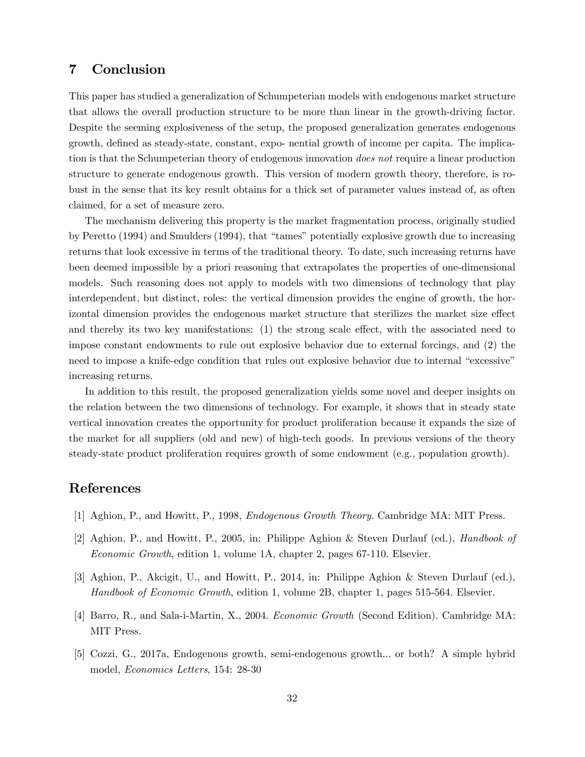## 7 Conclusion

This paper has studied a generalization of Schumpeterian models with endogenous market structure that allows the overall production structure to be more than linear in the growth-driving factor. Despite the seeming explosiveness of the setup, the proposed generalization generates endogenous growth, defined as steady-state, constant, expo- nential growth of income per capita. The implication is that the Schumpeterian theory of endogenous innovation *does not* require a linear production structure to generate endogenous growth. This version of modern growth theory, therefore, is robust in the sense that its key result obtains for a thick set of parameter values instead of, as often claimed, for a set of measure zero.

The mechanism delivering this property is the market fragmentation process, originally studied by Peretto (1994) and Smulders (1994), that "tames" potentially explosive growth due to increasing returns that look excessive in terms of the traditional theory. To date, such increasing returns have been deemed impossible by a priori reasoning that extrapolates the properties of one-dimensional models. Such reasoning does not apply to models with two dimensions of technology that play interdependent, but distinct, roles: the vertical dimension provides the engine of growth, the horizontal dimension provides the endogenous market structure that sterilizes the market size effect and thereby its two key manifestations: (1) the strong scale effect, with the associated need to impose constant endowments to rule out explosive behavior due to external forcings, and (2) the need to impose a knife-edge condition that rules out explosive behavior due to internal "excessive" increasing returns.

In addition to this result, the proposed generalization yields some novel and deeper insights on the relation between the two dimensions of technology. For example, it shows that in steady state vertical innovation creates the opportunity for product proliferation because it expands the size of the market for all suppliers (old and new) of high-tech goods. In previous versions of the theory steady-state product proliferation requires growth of some endowment (e.g., population growth).

## References

[1] Aghion, P., and Howitt, P., 1998, *Endogenous Growth Theory*. Cambridge MA: MIT Press.

[2] Aghion, P., and Howitt, P., 2005, in: Philippe Aghion & Steven Durlauf (ed.), *Handbook of Economic Growth*, edition 1, volume 1A, chapter 2, pages 67-110. Elsevier.

[3] Aghion, P., Akcigit, U., and Howitt, P., 2014, in: Philippe Aghion & Steven Durlauf (ed.), *Handbook of Economic Growth*, edition 1, volume 2B, chapter 1, pages 515-564. Elsevier.

[4] Barro, R., and Sala-i-Martin, X., 2004. *Economic Growth* (Second Edition). Cambridge MA: MIT Press.

[5] Cozzi, G., 2017a, Endogenous growth, semi-endogenous growth... or both? A simple hybrid model, *Economics Letters*, 154: 28-30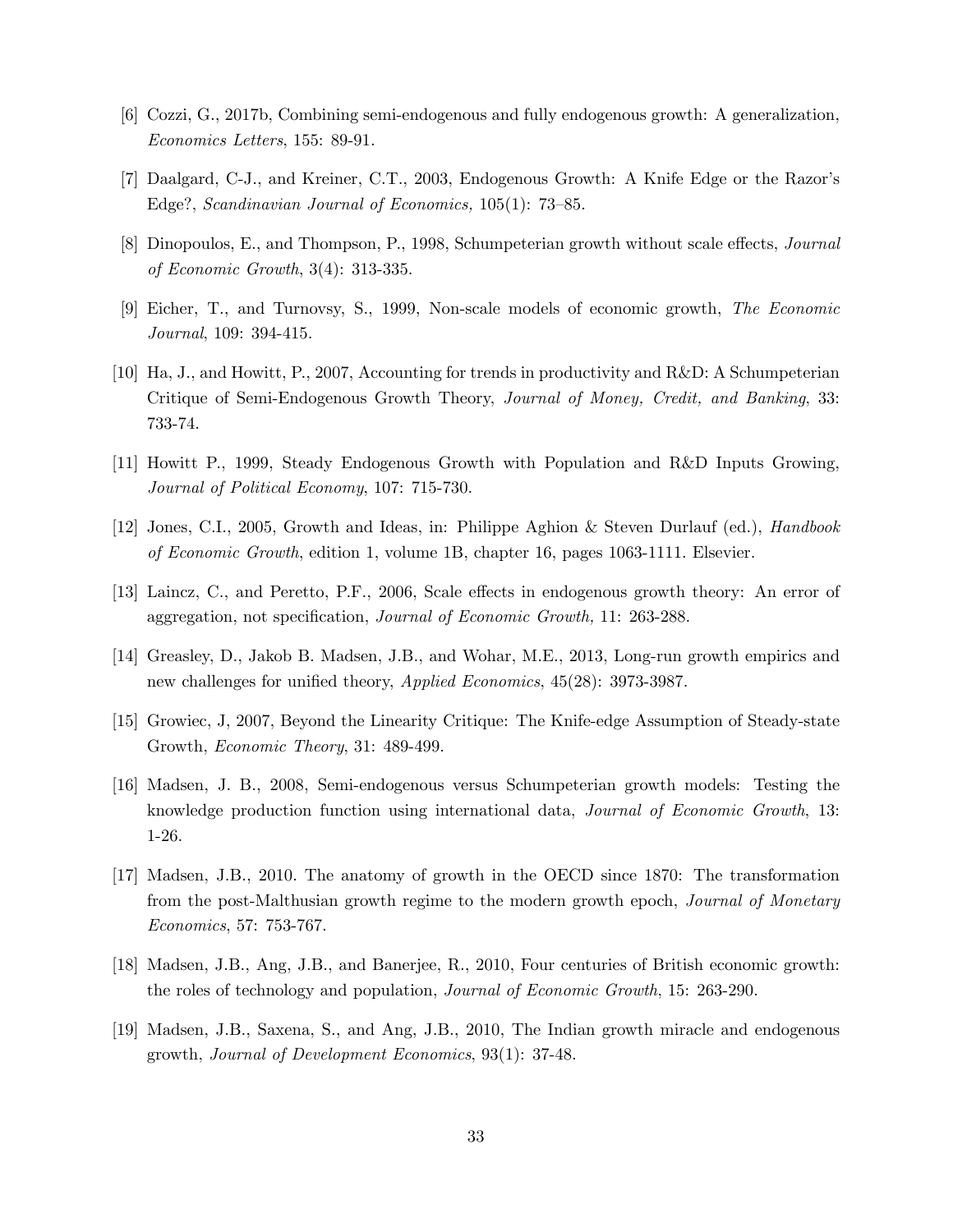[6] Cozzi, G., 2017b, Combining semi-endogenous and fully endogenous growth: A generalization, *Economics Letters*, 155: 89-91.

[7] Daalgard, C-J., and Kreiner, C.T., 2003, Endogenous Growth: A Knife Edge or the Razor's Edge?, *Scandinavian Journal of Economics,* 105(1): 73–85.

[8] Dinopoulos, E., and Thompson, P., 1998, Schumpeterian growth without scale effects, *Journal of Economic Growth*, 3(4): 313-335.

[9] Eicher, T., and Turnovsy, S., 1999, Non-scale models of economic growth, *The Economic Journal*, 109: 394-415.

[10] Ha, J., and Howitt, P., 2007, Accounting for trends in productivity and R&D: A Schumpeterian Critique of Semi-Endogenous Growth Theory, *Journal of Money, Credit, and Banking*, 33: 733-74.

[11] Howitt P., 1999, Steady Endogenous Growth with Population and R&D Inputs Growing, *Journal of Political Economy*, 107: 715-730.

[12] Jones, C.I., 2005, Growth and Ideas, in: Philippe Aghion & Steven Durlauf (ed.), *Handbook of Economic Growth*, edition 1, volume 1B, chapter 16, pages 1063-1111. Elsevier.

[13] Laincz, C., and Peretto, P.F., 2006, Scale effects in endogenous growth theory: An error of aggregation, not specification, *Journal of Economic Growth,* 11: 263-288.

[14] Greasley, D., Jakob B. Madsen, J.B., and Wohar, M.E., 2013, Long-run growth empirics and new challenges for unified theory, *Applied Economics*, 45(28): 3973-3987.

[15] Growiec, J, 2007, Beyond the Linearity Critique: The Knife-edge Assumption of Steady-state Growth, *Economic Theory*, 31: 489-499.

[16] Madsen, J. B., 2008, Semi-endogenous versus Schumpeterian growth models: Testing the knowledge production function using international data, *Journal of Economic Growth*, 13: 1-26.

[17] Madsen, J.B., 2010. The anatomy of growth in the OECD since 1870: The transformation from the post-Malthusian growth regime to the modern growth epoch, *Journal of Monetary Economics*, 57: 753-767.

[18] Madsen, J.B., Ang, J.B., and Banerjee, R., 2010, Four centuries of British economic growth: the roles of technology and population, *Journal of Economic Growth*, 15: 263-290.

[19] Madsen, J.B., Saxena, S., and Ang, J.B., 2010, The Indian growth miracle and endogenous growth, *Journal of Development Economics*, 93(1): 37-48.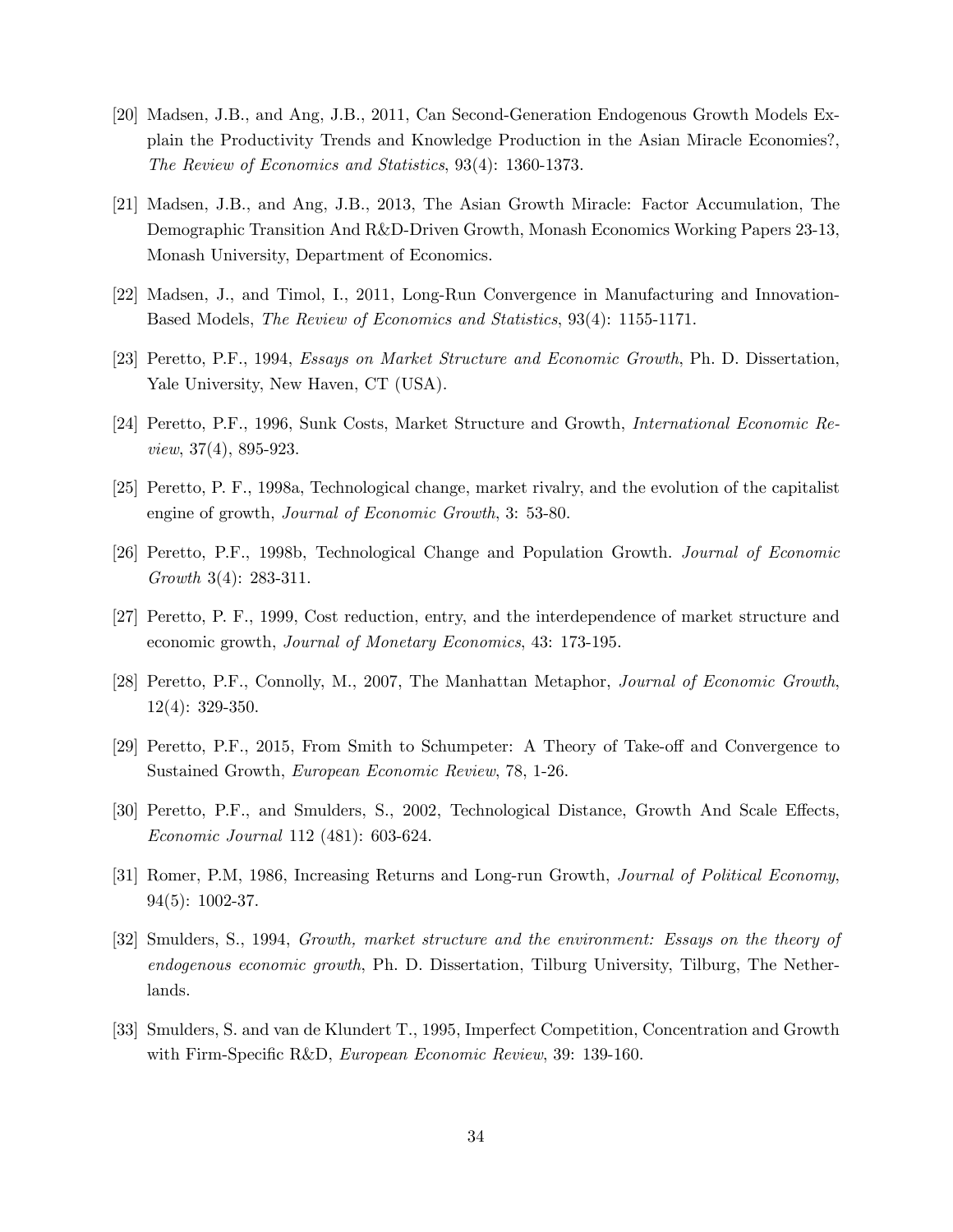[20] Madsen, J.B., and Ang, J.B., 2011, Can Second-Generation Endogenous Growth Models Explain the Productivity Trends and Knowledge Production in the Asian Miracle Economies?, *The Review of Economics and Statistics*, 93(4): 1360-1373.

[21] Madsen, J.B., and Ang, J.B., 2013, The Asian Growth Miracle: Factor Accumulation, The Demographic Transition And R&D-Driven Growth, Monash Economics Working Papers 23-13, Monash University, Department of Economics.

[22] Madsen, J., and Timol, I., 2011, Long-Run Convergence in Manufacturing and Innovation-Based Models, *The Review of Economics and Statistics*, 93(4): 1155-1171.

[23] Peretto, P.F., 1994, *Essays on Market Structure and Economic Growth*, Ph. D. Dissertation, Yale University, New Haven, CT (USA).

[24] Peretto, P.F., 1996, Sunk Costs, Market Structure and Growth, *International Economic Review*, 37(4), 895-923.

[25] Peretto, P. F., 1998a, Technological change, market rivalry, and the evolution of the capitalist engine of growth, *Journal of Economic Growth*, 3: 53-80.

[26] Peretto, P.F., 1998b, Technological Change and Population Growth. *Journal of Economic Growth* 3(4): 283-311.

[27] Peretto, P. F., 1999, Cost reduction, entry, and the interdependence of market structure and economic growth, *Journal of Monetary Economics*, 43: 173-195.

[28] Peretto, P.F., Connolly, M., 2007, The Manhattan Metaphor, *Journal of Economic Growth*, 12(4): 329-350.

[29] Peretto, P.F., 2015, From Smith to Schumpeter: A Theory of Take-off and Convergence to Sustained Growth, *European Economic Review*, 78, 1-26.

[30] Peretto, P.F., and Smulders, S., 2002, Technological Distance, Growth And Scale Effects, *Economic Journal* 112 (481): 603-624.

[31] Romer, P.M, 1986, Increasing Returns and Long-run Growth, *Journal of Political Economy*, 94(5): 1002-37.

[32] Smulders, S., 1994, *Growth, market structure and the environment: Essays on the theory of endogenous economic growth*, Ph. D. Dissertation, Tilburg University, Tilburg, The Netherlands.

[33] Smulders, S. and van de Klundert T., 1995, Imperfect Competition, Concentration and Growth with Firm-Specific R&D, *European Economic Review*, 39: 139-160.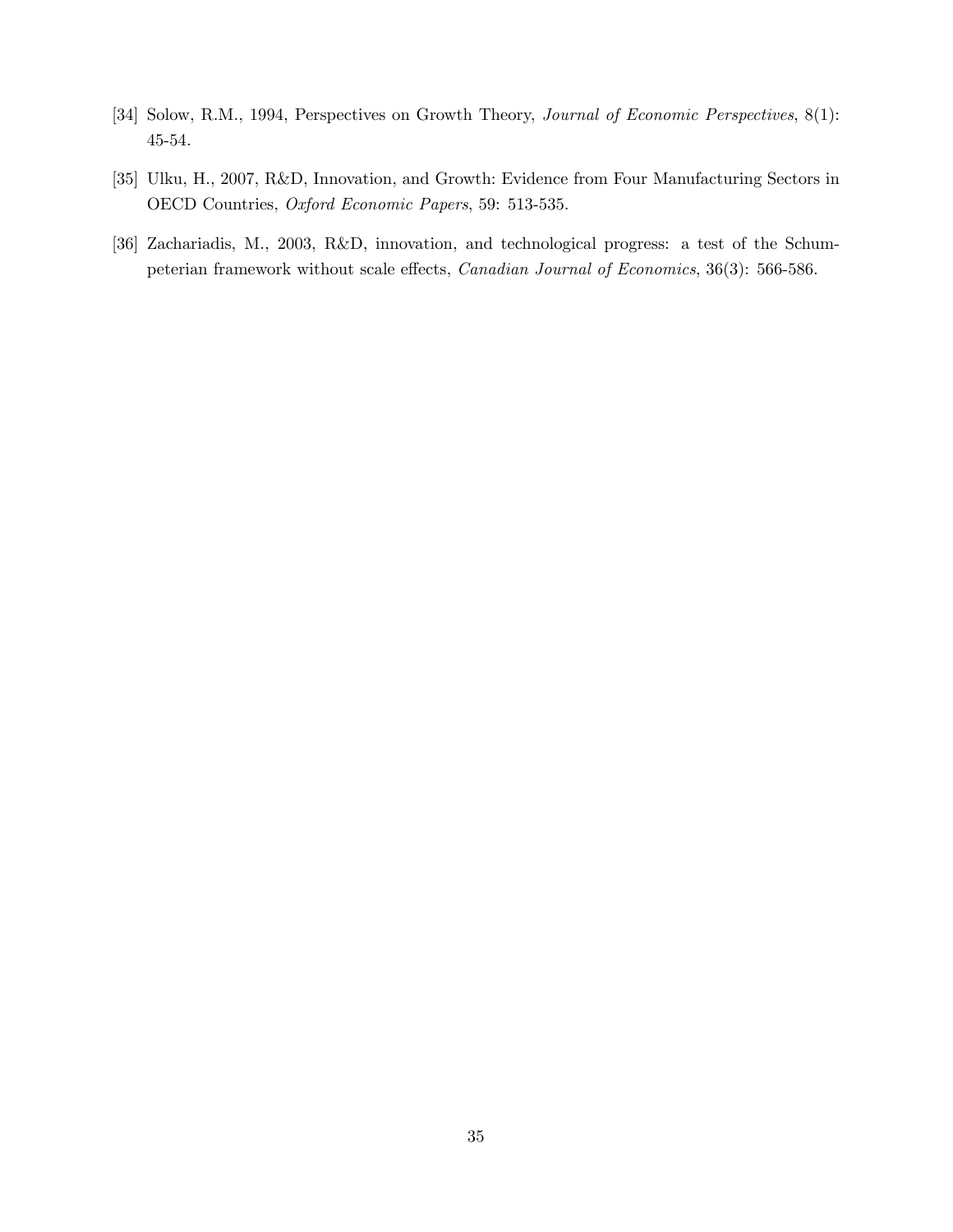[34] Solow, R.M., 1994, Perspectives on Growth Theory, *Journal of Economic Perspectives*, 8(1): 45-54.

[35] Ulku, H., 2007, R&D, Innovation, and Growth: Evidence from Four Manufacturing Sectors in OECD Countries, *Oxford Economic Papers*, 59: 513-535.

[36] Zachariadis, M., 2003, R&D, innovation, and technological progress: a test of the Schumpeterian framework without scale effects, *Canadian Journal of Economics*, 36(3): 566-586.